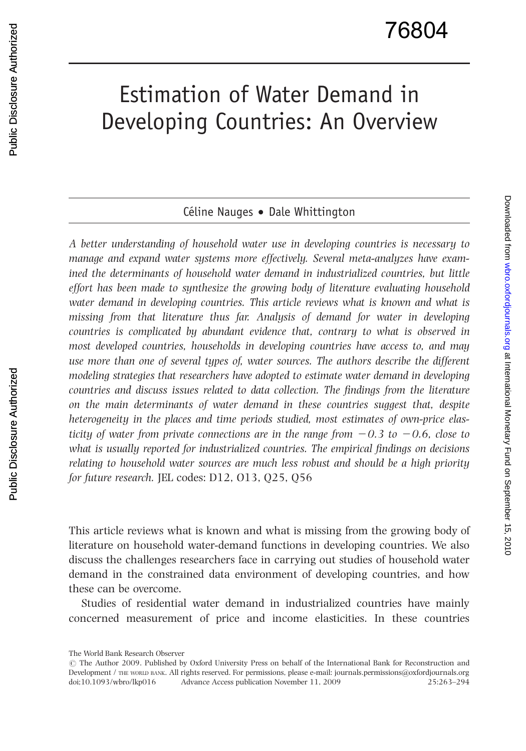76804

# Estimation of Water Demand in Developing Countries: An Overview

Céline Nauges • Dale Whittington

*A better understanding of household water use in developing countries is necessary to manage and expand water systems more effectively. Several meta-analyzes have examined the determinants of household water demand in industrialized countries, but little effort has been made to synthesize the growing body of literature evaluating household water demand in developing countries. This article reviews what is known and what is missing from that literature thus far. Analysis of demand for water in developing countries is complicated by abundant evidence that, contrary to what is observed in most developed countries, households in developing countries have access to, and may use more than one of several types of, water sources. The authors describe the different modeling strategies that researchers have adopted to estimate water demand in developing countries and discuss issues related to data collection. The findings from the literature on the main determinants of water demand in these countries suggest that, despite heterogeneity in the places and time periods studied, most estimates of own-price elasticity of water from private connections are in the range from −0.3 to −0.6, close to what is usually reported for industrialized countries. The empirical findings on decisions relating to household water sources are much less robust and should be a high priority for future research.* JEL codes: D12, O13, Q25, Q56

This article reviews what is known and what is missing from the growing body of literature on household water-demand functions in developing countries. We also discuss the challenges researchers face in carrying out studies of household water demand in the constrained data environment of developing countries, and how these can be overcome.

Studies of residential water demand in industrialized countries have mainly concerned measurement of price and income elasticities. In these countries

The World Bank Research Observer
© The Author 2009. Published by Oxford University Press on behalf of the International Bank for Reconstruction and Development / THE WORLD BANK. All rights reserved. For permissions, please e-mail: journals.permissions@oxfordjournals.org
doi;10.1093/wbro/lkp016 Advance Access publication November 11, 2009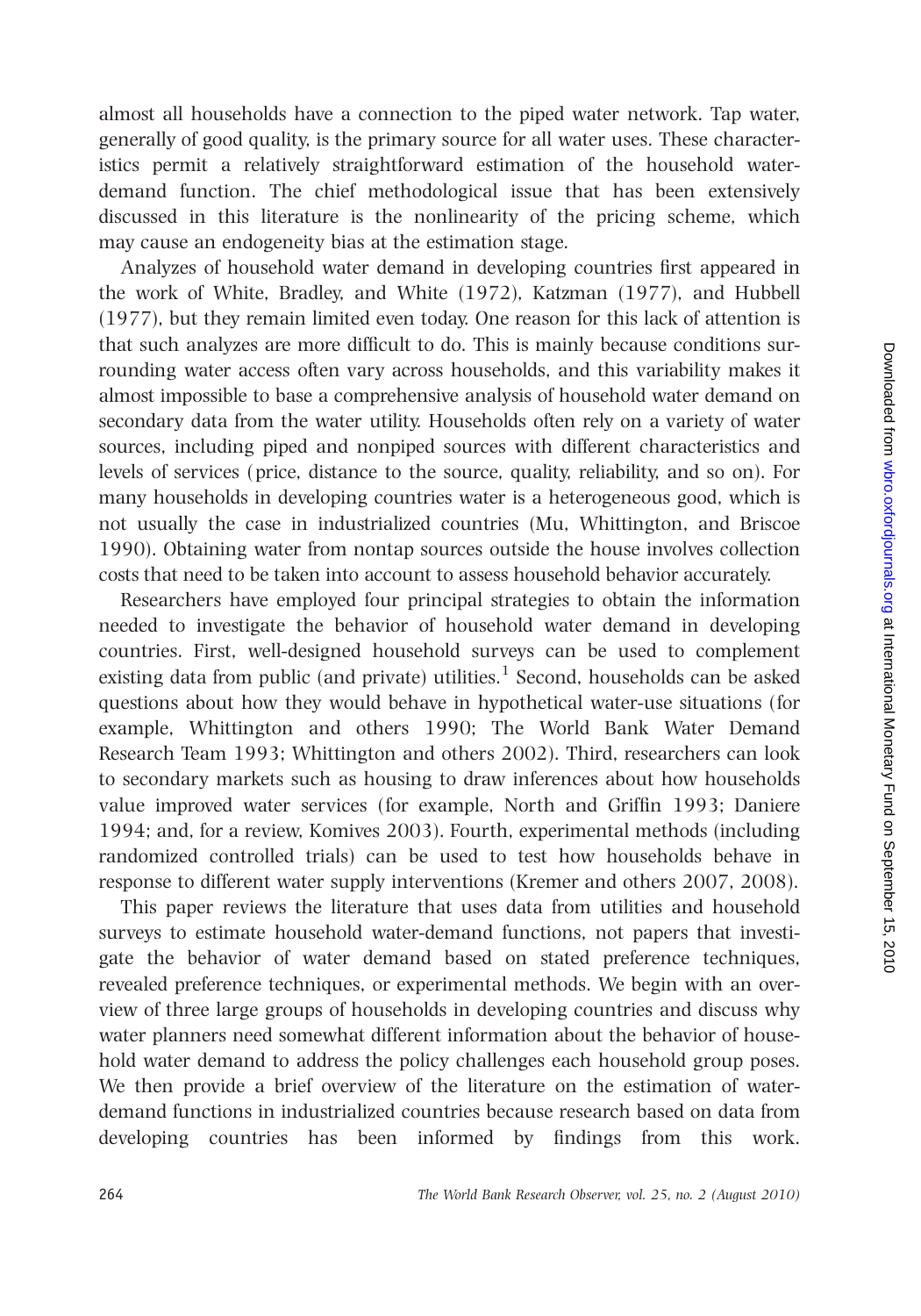almost all households have a connection to the piped water network. Tap water, generally of good quality, is the primary source for all water uses. These characteristics permit a relatively straightforward estimation of the household water-demand function. The chief methodological issue that has been extensively discussed in this literature is the nonlinearity of the pricing scheme, which may cause an endogeneity bias at the estimation stage.

Analyzes of household water demand in developing countries first appeared in the work of White, Bradley, and White (1972), Katzman (1977), and Hubbell (1977), but they remain limited even today. One reason for this lack of attention is that such analyzes are more difficult to do. This is mainly because conditions surrounding water access often vary across households, and this variability makes it almost impossible to base a comprehensive analysis of household water demand on secondary data from the water utility. Households often rely on a variety of water sources, including piped and nonpiped sources with different characteristics and levels of services (price, distance to the source, quality, reliability, and so on). For many households in developing countries water is a heterogeneous good, which is not usually the case in industrialized countries (Mu, Whittington, and Briscoe 1990). Obtaining water from nontap sources outside the house involves collection costs that need to be taken into account to assess household behavior accurately.

Researchers have employed four principal strategies to obtain the information needed to investigate the behavior of household water demand in developing countries. First, well-designed household surveys can be used to complement existing data from public (and private) utilities.[1] Second, households can be asked questions about how they would behave in hypothetical water-use situations (for example, Whittington and others 1990; The World Bank Water Demand Research Team 1993; Whittington and others 2002). Third, researchers can look to secondary markets such as housing to draw inferences about how households value improved water services (for example, North and Griffin 1993; Daniere 1994; and, for a review, Komives 2003). Fourth, experimental methods (including randomized controlled trials) can be used to test how households behave in response to different water supply interventions (Kremer and others 2007, 2008).

This paper reviews the literature that uses data from utilities and household surveys to estimate household water-demand functions, not papers that investigate the behavior of water demand based on stated preference techniques, revealed preference techniques, or experimental methods. We begin with an overview of three large groups of households in developing countries and discuss why water planners need somewhat different information about the behavior of household water demand to address the policy challenges each household group poses. We then provide a brief overview of the literature on the estimation of water-demand functions in industrialized countries because research based on data from developing countries has been informed by findings from this work.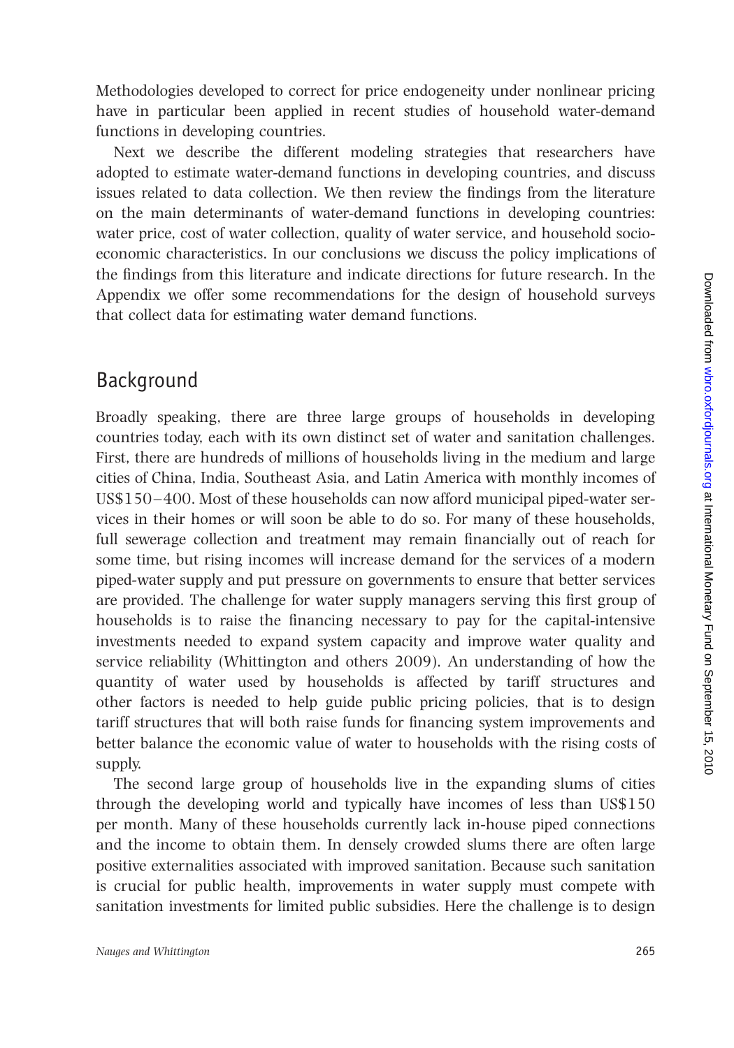Methodologies developed to correct for price endogeneity under nonlinear pricing have in particular been applied in recent studies of household water-demand functions in developing countries.

Next we describe the different modeling strategies that researchers have adopted to estimate water-demand functions in developing countries, and discuss issues related to data collection. We then review the findings from the literature on the main determinants of water-demand functions in developing countries: water price, cost of water collection, quality of water service, and household socio-economic characteristics. In our conclusions we discuss the policy implications of the findings from this literature and indicate directions for future research. In the Appendix we offer some recommendations for the design of household surveys that collect data for estimating water demand functions.

## Background

Broadly speaking, there are three large groups of households in developing countries today, each with its own distinct set of water and sanitation challenges. First, there are hundreds of millions of households living in the medium and large cities of China, India, Southeast Asia, and Latin America with monthly incomes of US$150–400. Most of these households can now afford municipal piped-water services in their homes or will soon be able to do so. For many of these households, full sewerage collection and treatment may remain financially out of reach for some time, but rising incomes will increase demand for the services of a modern piped-water supply and put pressure on governments to ensure that better services are provided. The challenge for water supply managers serving this first group of households is to raise the financing necessary to pay for the capital-intensive investments needed to expand system capacity and improve water quality and service reliability (Whittington and others 2009). An understanding of how the quantity of water used by households is affected by tariff structures and other factors is needed to help guide public pricing policies, that is to design tariff structures that will both raise funds for financing system improvements and better balance the economic value of water to households with the rising costs of supply.

The second large group of households live in the expanding slums of cities through the developing world and typically have incomes of less than US$150 per month. Many of these households currently lack in-house piped connections and the income to obtain them. In densely crowded slums there are often large positive externalities associated with improved sanitation. Because such sanitation is crucial for public health, improvements in water supply must compete with sanitation investments for limited public subsidies. Here the challenge is to design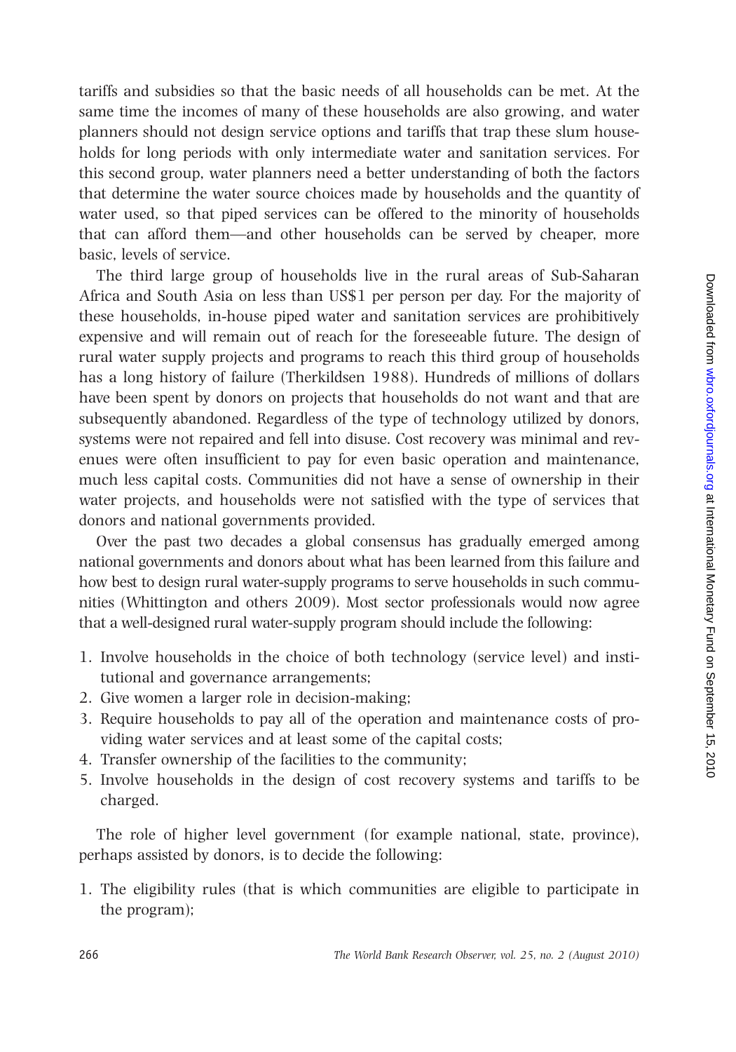tariffs and subsidies so that the basic needs of all households can be met. At the same time the incomes of many of these households are also growing, and water planners should not design service options and tariffs that trap these slum households for long periods with only intermediate water and sanitation services. For this second group, water planners need a better understanding of both the factors that determine the water source choices made by households and the quantity of water used, so that piped services can be offered to the minority of households that can afford them—and other households can be served by cheaper, more basic, levels of service.

The third large group of households live in the rural areas of Sub-Saharan Africa and South Asia on less than US$1 per person per day. For the majority of these households, in-house piped water and sanitation services are prohibitively expensive and will remain out of reach for the foreseeable future. The design of rural water supply projects and programs to reach this third group of households has a long history of failure (Therkildsen 1988). Hundreds of millions of dollars have been spent by donors on projects that households do not want and that are subsequently abandoned. Regardless of the type of technology utilized by donors, systems were not repaired and fell into disuse. Cost recovery was minimal and revenues were often insufficient to pay for even basic operation and maintenance, much less capital costs. Communities did not have a sense of ownership in their water projects, and households were not satisfied with the type of services that donors and national governments provided.

Over the past two decades a global consensus has gradually emerged among national governments and donors about what has been learned from this failure and how best to design rural water-supply programs to serve households in such communities (Whittington and others 2009). Most sector professionals would now agree that a well-designed rural water-supply program should include the following:

1. Involve households in the choice of both technology (service level) and institutional and governance arrangements;
2. Give women a larger role in decision-making;
3. Require households to pay all of the operation and maintenance costs of providing water services and at least some of the capital costs;
4. Transfer ownership of the facilities to the community;
5. Involve households in the design of cost recovery systems and tariffs to be charged.

The role of higher level government (for example national, state, province), perhaps assisted by donors, is to decide the following:

1. The eligibility rules (that is which communities are eligible to participate in the program);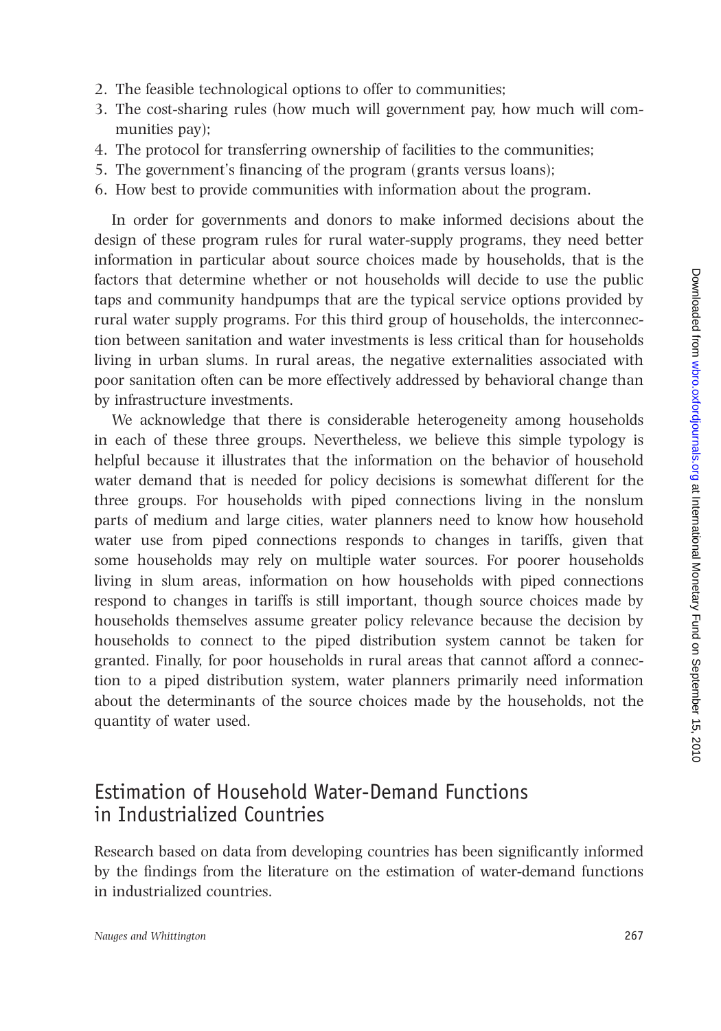2. The feasible technological options to offer to communities;
3. The cost-sharing rules (how much will government pay, how much will communities pay);
4. The protocol for transferring ownership of facilities to the communities;
5. The government's financing of the program (grants versus loans);
6. How best to provide communities with information about the program.

In order for governments and donors to make informed decisions about the design of these program rules for rural water-supply programs, they need better information in particular about source choices made by households, that is the factors that determine whether or not households will decide to use the public taps and community handpumps that are the typical service options provided by rural water supply programs. For this third group of households, the interconnection between sanitation and water investments is less critical than for households living in urban slums. In rural areas, the negative externalities associated with poor sanitation often can be more effectively addressed by behavioral change than by infrastructure investments.

We acknowledge that there is considerable heterogeneity among households in each of these three groups. Nevertheless, we believe this simple typology is helpful because it illustrates that the information on the behavior of household water demand that is needed for policy decisions is somewhat different for the three groups. For households with piped connections living in the nonslum parts of medium and large cities, water planners need to know how household water use from piped connections responds to changes in tariffs, given that some households may rely on multiple water sources. For poorer households living in slum areas, information on how households with piped connections respond to changes in tariffs is still important, though source choices made by households themselves assume greater policy relevance because the decision by households to connect to the piped distribution system cannot be taken for granted. Finally, for poor households in rural areas that cannot afford a connection to a piped distribution system, water planners primarily need information about the determinants of the source choices made by the households, not the quantity of water used.

## Estimation of Household Water-Demand Functions in Industrialized Countries

Research based on data from developing countries has been significantly informed by the findings from the literature on the estimation of water-demand functions in industrialized countries.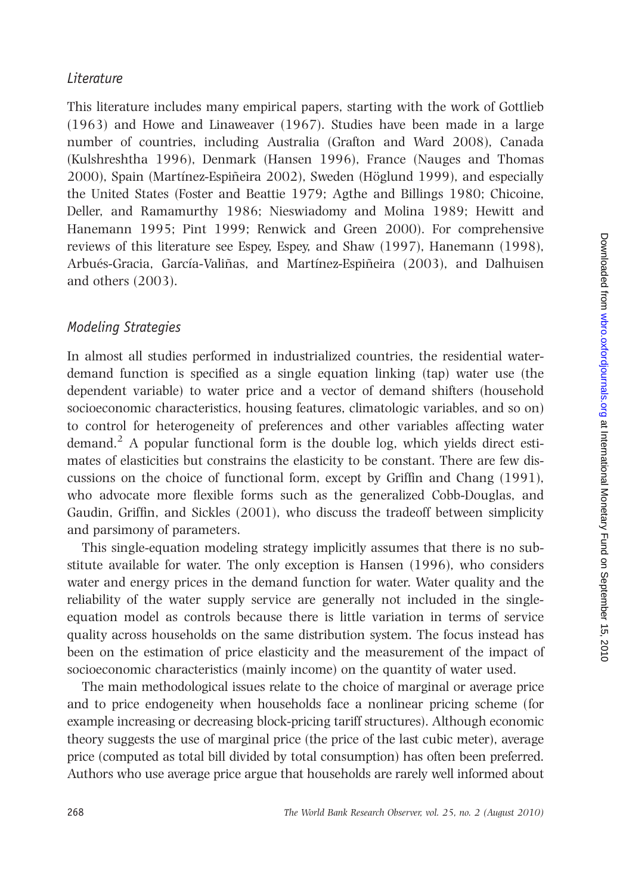### *Literature*

This literature includes many empirical papers, starting with the work of Gottlieb (1963) and Howe and Linaweaver (1967). Studies have been made in a large number of countries, including Australia (Grafton and Ward 2008), Canada (Kulshreshtha 1996), Denmark (Hansen 1996), France (Nauges and Thomas 2000), Spain (Martínez-Espiñeira 2002), Sweden (Höglund 1999), and especially the United States (Foster and Beattie 1979; Agthe and Billings 1980; Chicoine, Deller, and Ramamurthy 1986; Nieswiadomy and Molina 1989; Hewitt and Hanemann 1995; Pint 1999; Renwick and Green 2000). For comprehensive reviews of this literature see Espey, Espey, and Shaw (1997), Hanemann (1998), Arbués-Gracia, García-Valiñas, and Martínez-Espiñeira (2003), and Dalhuisen and others (2003).

### *Modeling Strategies*

In almost all studies performed in industrialized countries, the residential water-demand function is specified as a single equation linking (tap) water use (the dependent variable) to water price and a vector of demand shifters (household socioeconomic characteristics, housing features, climatologic variables, and so on) to control for heterogeneity of preferences and other variables affecting water demand.[2] A popular functional form is the double log, which yields direct estimates of elasticities but constrains the elasticity to be constant. There are few discussions on the choice of functional form, except by Griffin and Chang (1991), who advocate more flexible forms such as the generalized Cobb-Douglas, and Gaudin, Griffin, and Sickles (2001), who discuss the tradeoff between simplicity and parsimony of parameters.

This single-equation modeling strategy implicitly assumes that there is no substitute available for water. The only exception is Hansen (1996), who considers water and energy prices in the demand function for water. Water quality and the reliability of the water supply service are generally not included in the single-equation model as controls because there is little variation in terms of service quality across households on the same distribution system. The focus instead has been on the estimation of price elasticity and the measurement of the impact of socioeconomic characteristics (mainly income) on the quantity of water used.

The main methodological issues relate to the choice of marginal or average price and to price endogeneity when households face a nonlinear pricing scheme (for example increasing or decreasing block-pricing tariff structures). Although economic theory suggests the use of marginal price (the price of the last cubic meter), average price (computed as total bill divided by total consumption) has often been preferred. Authors who use average price argue that households are rarely well informed about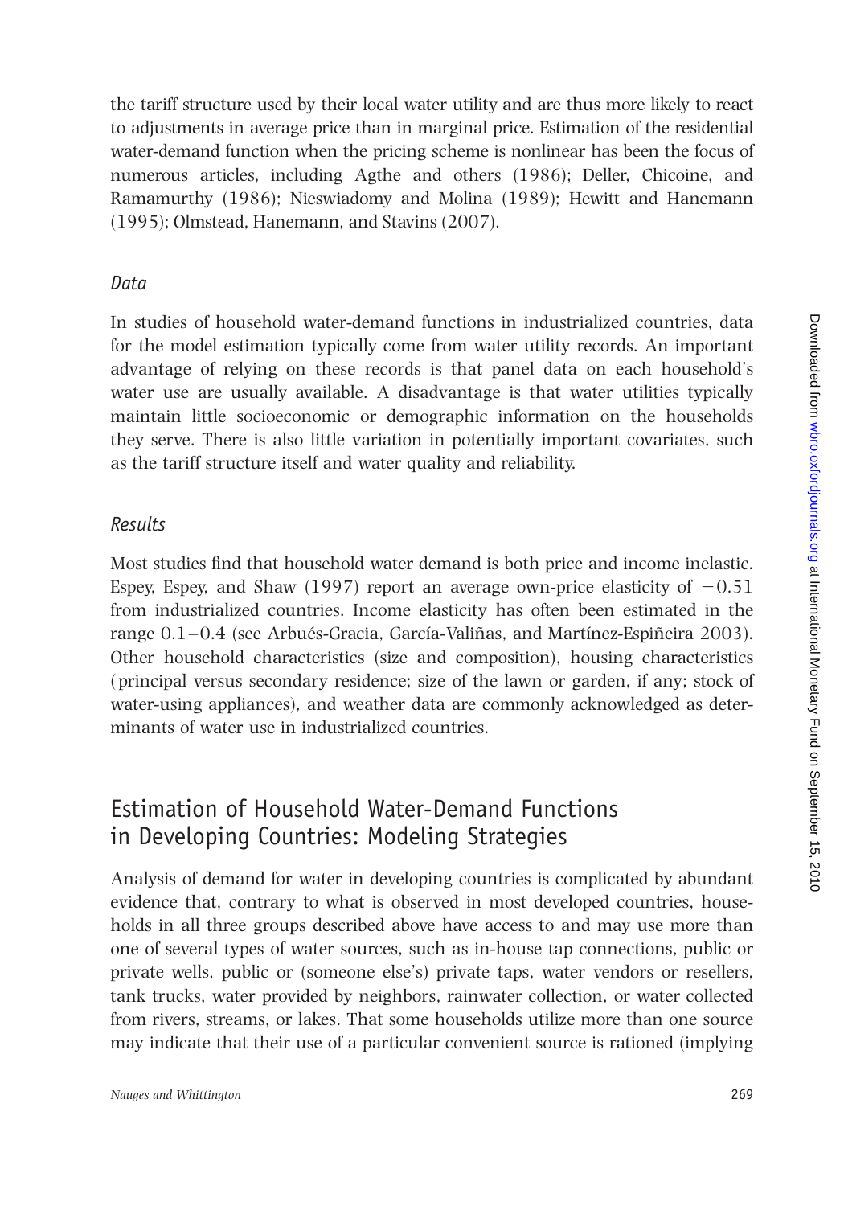the tariff structure used by their local water utility and are thus more likely to react to adjustments in average price than in marginal price. Estimation of the residential water-demand function when the pricing scheme is nonlinear has been the focus of numerous articles, including Agthe and others (1986); Deller, Chicoine, and Ramamurthy (1986); Nieswiadomy and Molina (1989); Hewitt and Hanemann (1995); Olmstead, Hanemann, and Stavins (2007).

### *Data*

In studies of household water-demand functions in industrialized countries, data for the model estimation typically come from water utility records. An important advantage of relying on these records is that panel data on each household's water use are usually available. A disadvantage is that water utilities typically maintain little socioeconomic or demographic information on the households they serve. There is also little variation in potentially important covariates, such as the tariff structure itself and water quality and reliability.

### *Results*

Most studies find that household water demand is both price and income inelastic. Espey, Espey, and Shaw (1997) report an average own-price elasticity of $-0.51$ from industrialized countries. Income elasticity has often been estimated in the range 0.1–0.4 (see Arbués-Gracia, García-Valiñas, and Martínez-Espiñeira 2003). Other household characteristics (size and composition), housing characteristics (principal versus secondary residence; size of the lawn or garden, if any; stock of water-using appliances), and weather data are commonly acknowledged as determinants of water use in industrialized countries.

## Estimation of Household Water-Demand Functions in Developing Countries: Modeling Strategies

Analysis of demand for water in developing countries is complicated by abundant evidence that, contrary to what is observed in most developed countries, households in all three groups described above have access to and may use more than one of several types of water sources, such as in-house tap connections, public or private wells, public or (someone else's) private taps, water vendors or resellers, tank trucks, water provided by neighbors, rainwater collection, or water collected from rivers, streams, or lakes. That some households utilize more than one source may indicate that their use of a particular convenient source is rationed (implying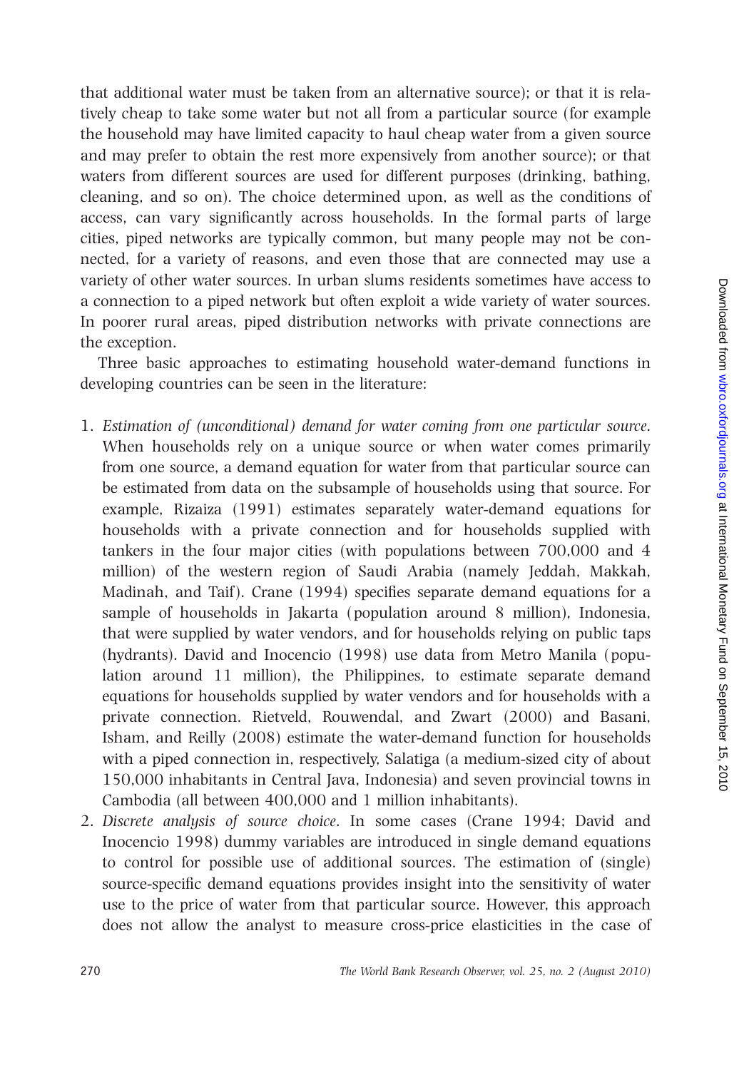that additional water must be taken from an alternative source); or that it is relatively cheap to take some water but not all from a particular source (for example the household may have limited capacity to haul cheap water from a given source and may prefer to obtain the rest more expensively from another source); or that waters from different sources are used for different purposes (drinking, bathing, cleaning, and so on). The choice determined upon, as well as the conditions of access, can vary significantly across households. In the formal parts of large cities, piped networks are typically common, but many people may not be connected, for a variety of reasons, and even those that are connected may use a variety of other water sources. In urban slums residents sometimes have access to a connection to a piped network but often exploit a wide variety of water sources. In poorer rural areas, piped distribution networks with private connections are the exception.

Three basic approaches to estimating household water-demand functions in developing countries can be seen in the literature:

1. *Estimation of (unconditional) demand for water coming from one particular source*. When households rely on a unique source or when water comes primarily from one source, a demand equation for water from that particular source can be estimated from data on the subsample of households using that source. For example, Rizaiza (1991) estimates separately water-demand equations for households with a private connection and for households supplied with tankers in the four major cities (with populations between 700,000 and 4 million) of the western region of Saudi Arabia (namely Jeddah, Makkah, Madinah, and Taif). Crane (1994) specifies separate demand equations for a sample of households in Jakarta (population around 8 million), Indonesia, that were supplied by water vendors, and for households relying on public taps (hydrants). David and Inocencio (1998) use data from Metro Manila (population around 11 million), the Philippines, to estimate separate demand equations for households supplied by water vendors and for households with a private connection. Rietveld, Rouwendal, and Zwart (2000) and Basani, Isham, and Reilly (2008) estimate the water-demand function for households with a piped connection in, respectively, Salatiga (a medium-sized city of about 150,000 inhabitants in Central Java, Indonesia) and seven provincial towns in Cambodia (all between 400,000 and 1 million inhabitants).
2. *Discrete analysis of source choice*. In some cases (Crane 1994; David and Inocencio 1998) dummy variables are introduced in single demand equations to control for possible use of additional sources. The estimation of (single) source-specific demand equations provides insight into the sensitivity of water use to the price of water from that particular source. However, this approach does not allow the analyst to measure cross-price elasticities in the case of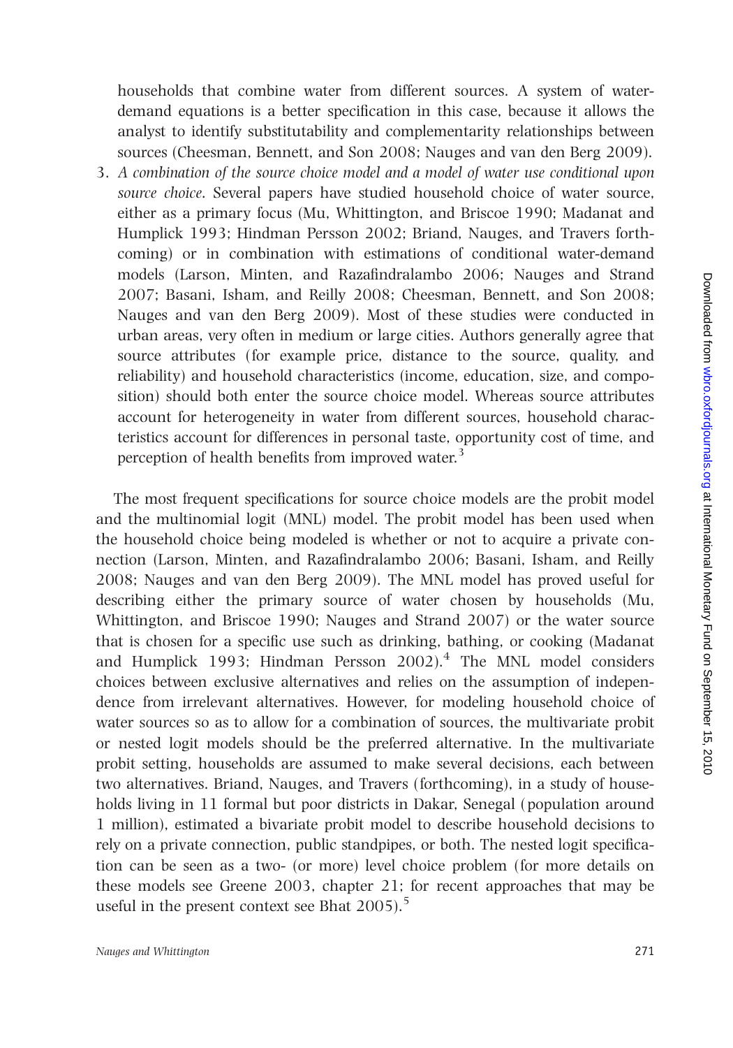households that combine water from different sources. A system of water-demand equations is a better specification in this case, because it allows the analyst to identify substitutability and complementarity relationships between sources (Cheesman, Bennett, and Son 2008; Nauges and van den Berg 2009).

3. *A combination of the source choice model and a model of water use conditional upon source choice*. Several papers have studied household choice of water source, either as a primary focus (Mu, Whittington, and Briscoe 1990; Madanat and Humplick 1993; Hindman Persson 2002; Briand, Nauges, and Travers forthcoming) or in combination with estimations of conditional water-demand models (Larson, Minten, and Razafindralambo 2006; Nauges and Strand 2007; Basani, Isham, and Reilly 2008; Cheesman, Bennett, and Son 2008; Nauges and van den Berg 2009). Most of these studies were conducted in urban areas, very often in medium or large cities. Authors generally agree that source attributes (for example price, distance to the source, quality, and reliability) and household characteristics (income, education, size, and composition) should both enter the source choice model. Whereas source attributes account for heterogeneity in water from different sources, household characteristics account for differences in personal taste, opportunity cost of time, and perception of health benefits from improved water.[3]

The most frequent specifications for source choice models are the probit model and the multinomial logit (MNL) model. The probit model has been used when the household choice being modeled is whether or not to acquire a private connection (Larson, Minten, and Razafindralambo 2006; Basani, Isham, and Reilly 2008; Nauges and van den Berg 2009). The MNL model has proved useful for describing either the primary source of water chosen by households (Mu, Whittington, and Briscoe 1990; Nauges and Strand 2007) or the water source that is chosen for a specific use such as drinking, bathing, or cooking (Madanat and Humplick 1993; Hindman Persson 2002).[4] The MNL model considers choices between exclusive alternatives and relies on the assumption of independence from irrelevant alternatives. However, for modeling household choice of water sources so as to allow for a combination of sources, the multivariate probit or nested logit models should be the preferred alternative. In the multivariate probit setting, households are assumed to make several decisions, each between two alternatives. Briand, Nauges, and Travers (forthcoming), in a study of households living in 11 formal but poor districts in Dakar, Senegal (population around 1 million), estimated a bivariate probit model to describe household decisions to rely on a private connection, public standpipes, or both. The nested logit specification can be seen as a two- (or more) level choice problem (for more details on these models see Greene 2003, chapter 21; for recent approaches that may be useful in the present context see Bhat 2005).[5]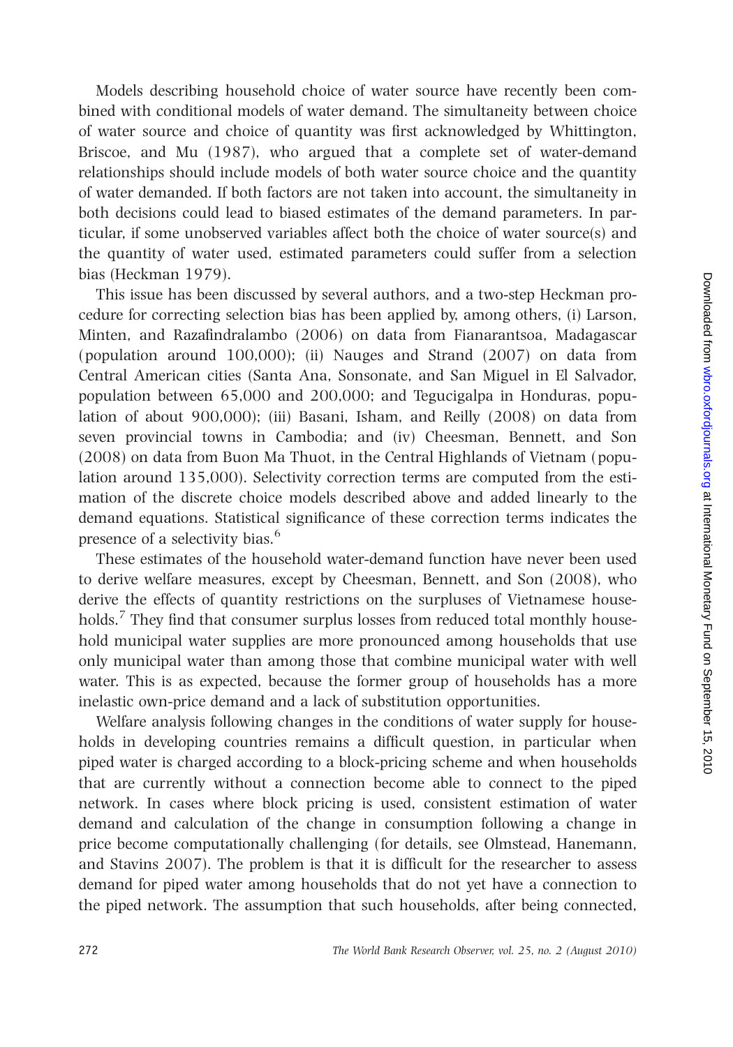Models describing household choice of water source have recently been combined with conditional models of water demand. The simultaneity between choice of water source and choice of quantity was first acknowledged by Whittington, Briscoe, and Mu (1987), who argued that a complete set of water-demand relationships should include models of both water source choice and the quantity of water demanded. If both factors are not taken into account, the simultaneity in both decisions could lead to biased estimates of the demand parameters. In particular, if some unobserved variables affect both the choice of water source(s) and the quantity of water used, estimated parameters could suffer from a selection bias (Heckman 1979).

This issue has been discussed by several authors, and a two-step Heckman procedure for correcting selection bias has been applied by, among others, (i) Larson, Minten, and Razafindralambo (2006) on data from Fianarantsoa, Madagascar (population around 100,000); (ii) Nauges and Strand (2007) on data from Central American cities (Santa Ana, Sonsonate, and San Miguel in El Salvador, population between 65,000 and 200,000; and Tegucigalpa in Honduras, population of about 900,000); (iii) Basani, Isham, and Reilly (2008) on data from seven provincial towns in Cambodia; and (iv) Cheesman, Bennett, and Son (2008) on data from Buon Ma Thuot, in the Central Highlands of Vietnam (population around 135,000). Selectivity correction terms are computed from the estimation of the discrete choice models described above and added linearly to the demand equations. Statistical significance of these correction terms indicates the presence of a selectivity bias.[6]

These estimates of the household water-demand function have never been used to derive welfare measures, except by Cheesman, Bennett, and Son (2008), who derive the effects of quantity restrictions on the surpluses of Vietnamese households.[7] They find that consumer surplus losses from reduced total monthly household municipal water supplies are more pronounced among households that use only municipal water than among those that combine municipal water with well water. This is as expected, because the former group of households has a more inelastic own-price demand and a lack of substitution opportunities.

Welfare analysis following changes in the conditions of water supply for households in developing countries remains a difficult question, in particular when piped water is charged according to a block-pricing scheme and when households that are currently without a connection become able to connect to the piped network. In cases where block pricing is used, consistent estimation of water demand and calculation of the change in consumption following a change in price become computationally challenging (for details, see Olmstead, Hanemann, and Stavins 2007). The problem is that it is difficult for the researcher to assess demand for piped water among households that do not yet have a connection to the piped network. The assumption that such households, after being connected,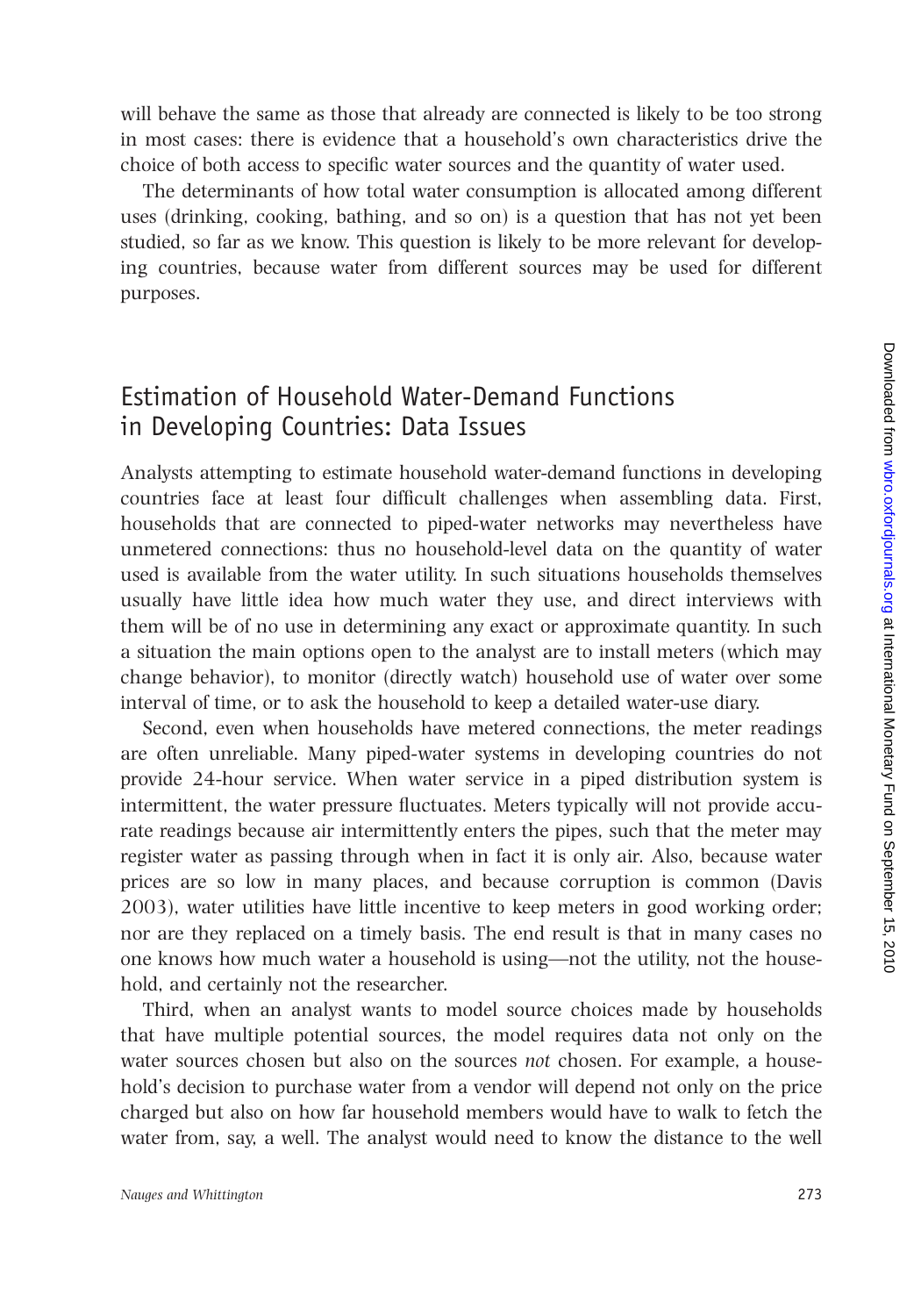will behave the same as those that already are connected is likely to be too strong in most cases: there is evidence that a household's own characteristics drive the choice of both access to specific water sources and the quantity of water used.

The determinants of how total water consumption is allocated among different uses (drinking, cooking, bathing, and so on) is a question that has not yet been studied, so far as we know. This question is likely to be more relevant for developing countries, because water from different sources may be used for different purposes.

## Estimation of Household Water-Demand Functions in Developing Countries: Data Issues

Analysts attempting to estimate household water-demand functions in developing countries face at least four difficult challenges when assembling data. First, households that are connected to piped-water networks may nevertheless have unmetered connections: thus no household-level data on the quantity of water used is available from the water utility. In such situations households themselves usually have little idea how much water they use, and direct interviews with them will be of no use in determining any exact or approximate quantity. In such a situation the main options open to the analyst are to install meters (which may change behavior), to monitor (directly watch) household use of water over some interval of time, or to ask the household to keep a detailed water-use diary.

Second, even when households have metered connections, the meter readings are often unreliable. Many piped-water systems in developing countries do not provide 24-hour service. When water service in a piped distribution system is intermittent, the water pressure fluctuates. Meters typically will not provide accurate readings because air intermittently enters the pipes, such that the meter may register water as passing through when in fact it is only air. Also, because water prices are so low in many places, and because corruption is common (Davis 2003), water utilities have little incentive to keep meters in good working order; nor are they replaced on a timely basis. The end result is that in many cases no one knows how much water a household is using—not the utility, not the household, and certainly not the researcher.

Third, when an analyst wants to model source choices made by households that have multiple potential sources, the model requires data not only on the water sources chosen but also on the sources *not* chosen. For example, a household's decision to purchase water from a vendor will depend not only on the price charged but also on how far household members would have to walk to fetch the water from, say, a well. The analyst would need to know the distance to the well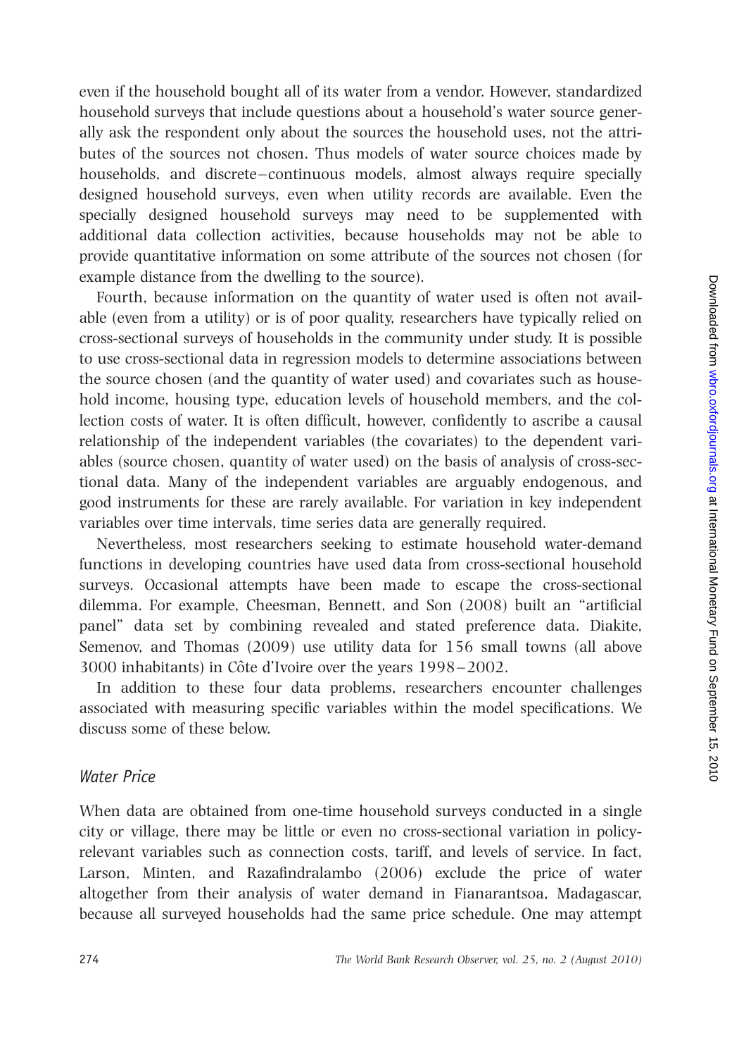even if the household bought all of its water from a vendor. However, standardized household surveys that include questions about a household's water source generally ask the respondent only about the sources the household uses, not the attributes of the sources not chosen. Thus models of water source choices made by households, and discrete–continuous models, almost always require specially designed household surveys, even when utility records are available. Even the specially designed household surveys may need to be supplemented with additional data collection activities, because households may not be able to provide quantitative information on some attribute of the sources not chosen (for example distance from the dwelling to the source).

Fourth, because information on the quantity of water used is often not available (even from a utility) or is of poor quality, researchers have typically relied on cross-sectional surveys of households in the community under study. It is possible to use cross-sectional data in regression models to determine associations between the source chosen (and the quantity of water used) and covariates such as household income, housing type, education levels of household members, and the collection costs of water. It is often difficult, however, confidently to ascribe a causal relationship of the independent variables (the covariates) to the dependent variables (source chosen, quantity of water used) on the basis of analysis of cross-sectional data. Many of the independent variables are arguably endogenous, and good instruments for these are rarely available. For variation in key independent variables over time intervals, time series data are generally required.

Nevertheless, most researchers seeking to estimate household water-demand functions in developing countries have used data from cross-sectional household surveys. Occasional attempts have been made to escape the cross-sectional dilemma. For example, Cheesman, Bennett, and Son (2008) built an "artificial panel" data set by combining revealed and stated preference data. Diakite, Semenov, and Thomas (2009) use utility data for 156 small towns (all above 3000 inhabitants) in Côte d'Ivoire over the years 1998–2002.

In addition to these four data problems, researchers encounter challenges associated with measuring specific variables within the model specifications. We discuss some of these below.

### *Water Price*

When data are obtained from one-time household surveys conducted in a single city or village, there may be little or even no cross-sectional variation in policy-relevant variables such as connection costs, tariff, and levels of service. In fact, Larson, Minten, and Razafindralambo (2006) exclude the price of water altogether from their analysis of water demand in Fianarantsoa, Madagascar, because all surveyed households had the same price schedule. One may attempt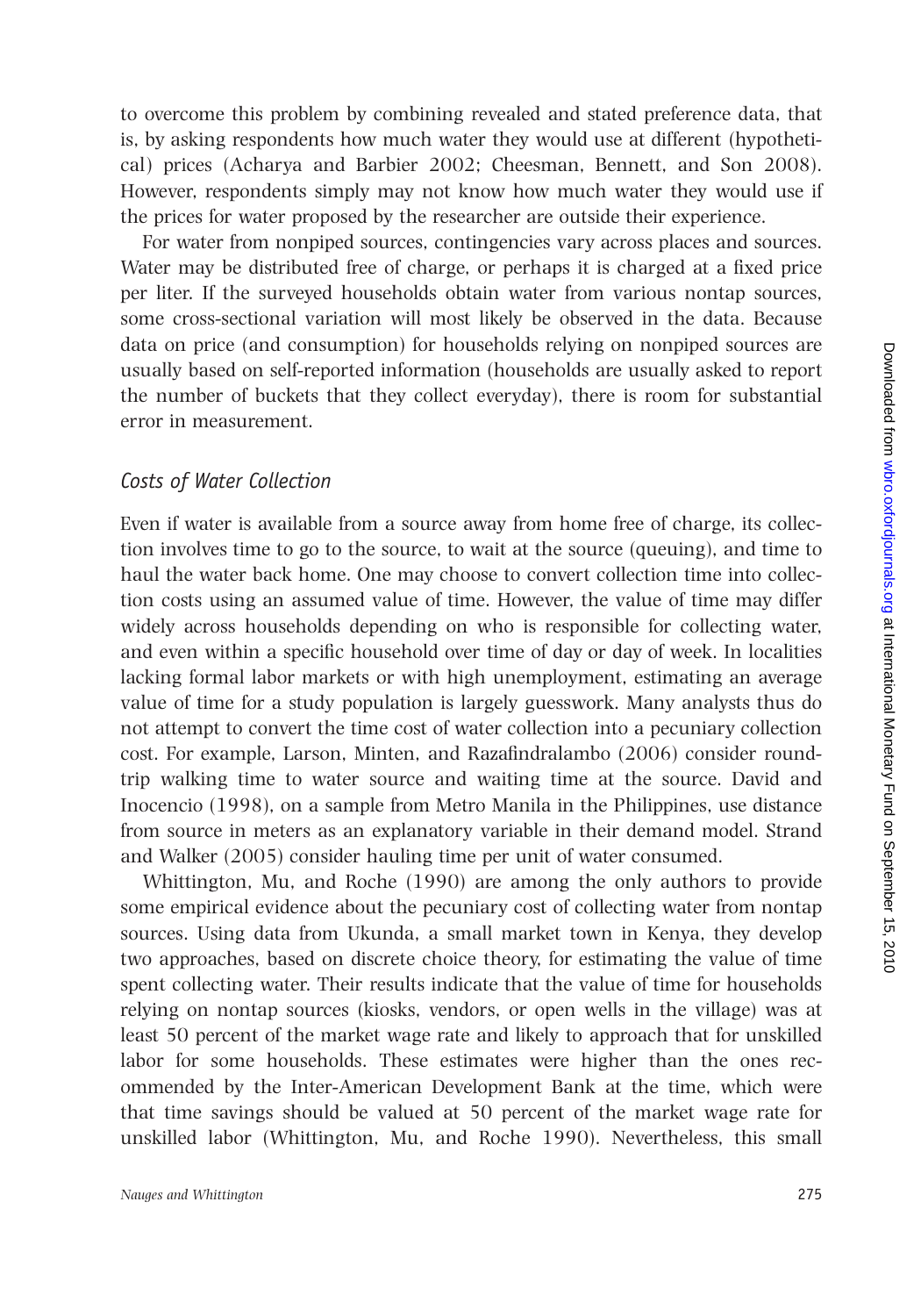to overcome this problem by combining revealed and stated preference data, that is, by asking respondents how much water they would use at different (hypothetical) prices (Acharya and Barbier 2002; Cheesman, Bennett, and Son 2008). However, respondents simply may not know how much water they would use if the prices for water proposed by the researcher are outside their experience.

For water from nonpiped sources, contingencies vary across places and sources. Water may be distributed free of charge, or perhaps it is charged at a fixed price per liter. If the surveyed households obtain water from various nontap sources, some cross-sectional variation will most likely be observed in the data. Because data on price (and consumption) for households relying on nonpiped sources are usually based on self-reported information (households are usually asked to report the number of buckets that they collect everyday), there is room for substantial error in measurement.

### *Costs of Water Collection*

Even if water is available from a source away from home free of charge, its collection involves time to go to the source, to wait at the source (queuing), and time to haul the water back home. One may choose to convert collection time into collection costs using an assumed value of time. However, the value of time may differ widely across households depending on who is responsible for collecting water, and even within a specific household over time of day or day of week. In localities lacking formal labor markets or with high unemployment, estimating an average value of time for a study population is largely guesswork. Many analysts thus do not attempt to convert the time cost of water collection into a pecuniary collection cost. For example, Larson, Minten, and Razafindralambo (2006) consider round-trip walking time to water source and waiting time at the source. David and Inocencio (1998), on a sample from Metro Manila in the Philippines, use distance from source in meters as an explanatory variable in their demand model. Strand and Walker (2005) consider hauling time per unit of water consumed.

Whittington, Mu, and Roche (1990) are among the only authors to provide some empirical evidence about the pecuniary cost of collecting water from nontap sources. Using data from Ukunda, a small market town in Kenya, they develop two approaches, based on discrete choice theory, for estimating the value of time spent collecting water. Their results indicate that the value of time for households relying on nontap sources (kiosks, vendors, or open wells in the village) was at least 50 percent of the market wage rate and likely to approach that for unskilled labor for some households. These estimates were higher than the ones recommended by the Inter-American Development Bank at the time, which were that time savings should be valued at 50 percent of the market wage rate for unskilled labor (Whittington, Mu, and Roche 1990). Nevertheless, this small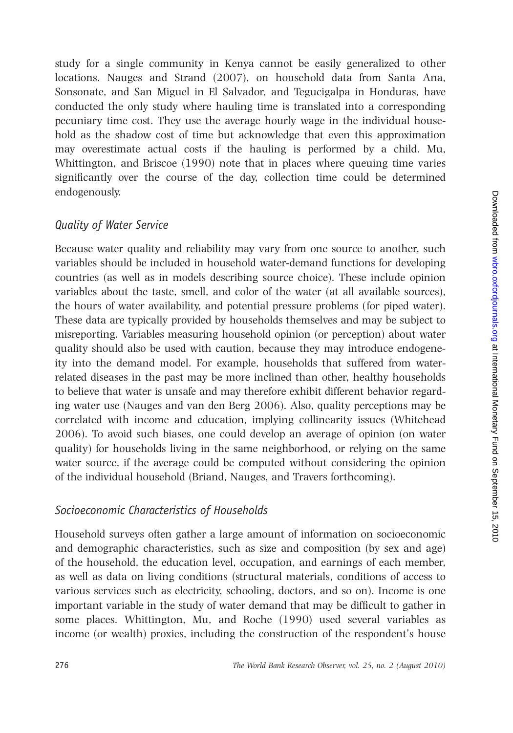study for a single community in Kenya cannot be easily generalized to other locations. Nauges and Strand (2007), on household data from Santa Ana, Sonsonate, and San Miguel in El Salvador, and Tegucigalpa in Honduras, have conducted the only study where hauling time is translated into a corresponding pecuniary time cost. They use the average hourly wage in the individual household as the shadow cost of time but acknowledge that even this approximation may overestimate actual costs if the hauling is performed by a child. Mu, Whittington, and Briscoe (1990) note that in places where queuing time varies significantly over the course of the day, collection time could be determined endogenously.

### *Quality of Water Service*

Because water quality and reliability may vary from one source to another, such variables should be included in household water-demand functions for developing countries (as well as in models describing source choice). These include opinion variables about the taste, smell, and color of the water (at all available sources), the hours of water availability, and potential pressure problems (for piped water). These data are typically provided by households themselves and may be subject to misreporting. Variables measuring household opinion (or perception) about water quality should also be used with caution, because they may introduce endogeneity into the demand model. For example, households that suffered from water-related diseases in the past may be more inclined than other, healthy households to believe that water is unsafe and may therefore exhibit different behavior regarding water use (Nauges and van den Berg 2006). Also, quality perceptions may be correlated with income and education, implying collinearity issues (Whitehead 2006). To avoid such biases, one could develop an average of opinion (on water quality) for households living in the same neighborhood, or relying on the same water source, if the average could be computed without considering the opinion of the individual household (Briand, Nauges, and Travers forthcoming).

### *Socioeconomic Characteristics of Households*

Household surveys often gather a large amount of information on socioeconomic and demographic characteristics, such as size and composition (by sex and age) of the household, the education level, occupation, and earnings of each member, as well as data on living conditions (structural materials, conditions of access to various services such as electricity, schooling, doctors, and so on). Income is one important variable in the study of water demand that may be difficult to gather in some places. Whittington, Mu, and Roche (1990) used several variables as income (or wealth) proxies, including the construction of the respondent's house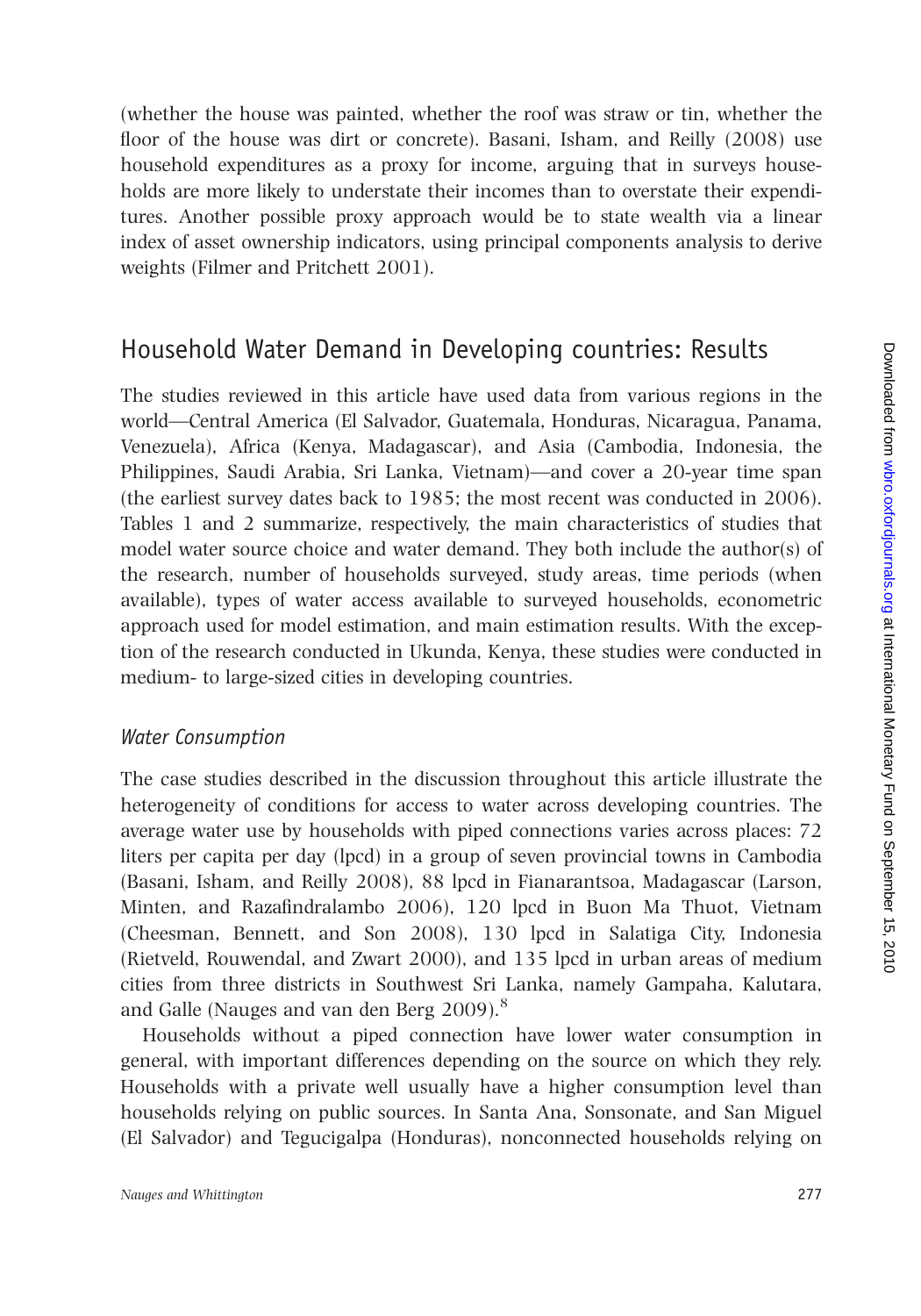(whether the house was painted, whether the roof was straw or tin, whether the floor of the house was dirt or concrete). Basani, Isham, and Reilly (2008) use household expenditures as a proxy for income, arguing that in surveys households are more likely to understate their incomes than to overstate their expenditures. Another possible proxy approach would be to state wealth via a linear index of asset ownership indicators, using principal components analysis to derive weights (Filmer and Pritchett 2001).

## Household Water Demand in Developing countries: Results

The studies reviewed in this article have used data from various regions in the world—Central America (El Salvador, Guatemala, Honduras, Nicaragua, Panama, Venezuela), Africa (Kenya, Madagascar), and Asia (Cambodia, Indonesia, the Philippines, Saudi Arabia, Sri Lanka, Vietnam)—and cover a 20-year time span (the earliest survey dates back to 1985; the most recent was conducted in 2006). Tables 1 and 2 summarize, respectively, the main characteristics of studies that model water source choice and water demand. They both include the author(s) of the research, number of households surveyed, study areas, time periods (when available), types of water access available to surveyed households, econometric approach used for model estimation, and main estimation results. With the exception of the research conducted in Ukunda, Kenya, these studies were conducted in medium- to large-sized cities in developing countries.

### *Water Consumption*

The case studies described in the discussion throughout this article illustrate the heterogeneity of conditions for access to water across developing countries. The average water use by households with piped connections varies across places: 72 liters per capita per day (lpcd) in a group of seven provincial towns in Cambodia (Basani, Isham, and Reilly 2008), 88 lpcd in Fianarantsoa, Madagascar (Larson, Minten, and Razafindralambo 2006), 120 lpcd in Buon Ma Thuot, Vietnam (Cheesman, Bennett, and Son 2008), 130 lpcd in Salatiga City, Indonesia (Rietveld, Rouwendal, and Zwart 2000), and 135 lpcd in urban areas of medium cities from three districts in Southwest Sri Lanka, namely Gampaha, Kalutara, and Galle (Nauges and van den Berg 2009).[8]

Households without a piped connection have lower water consumption in general, with important differences depending on the source on which they rely. Households with a private well usually have a higher consumption level than households relying on public sources. In Santa Ana, Sonsonate, and San Miguel (El Salvador) and Tegucigalpa (Honduras), nonconnected households relying on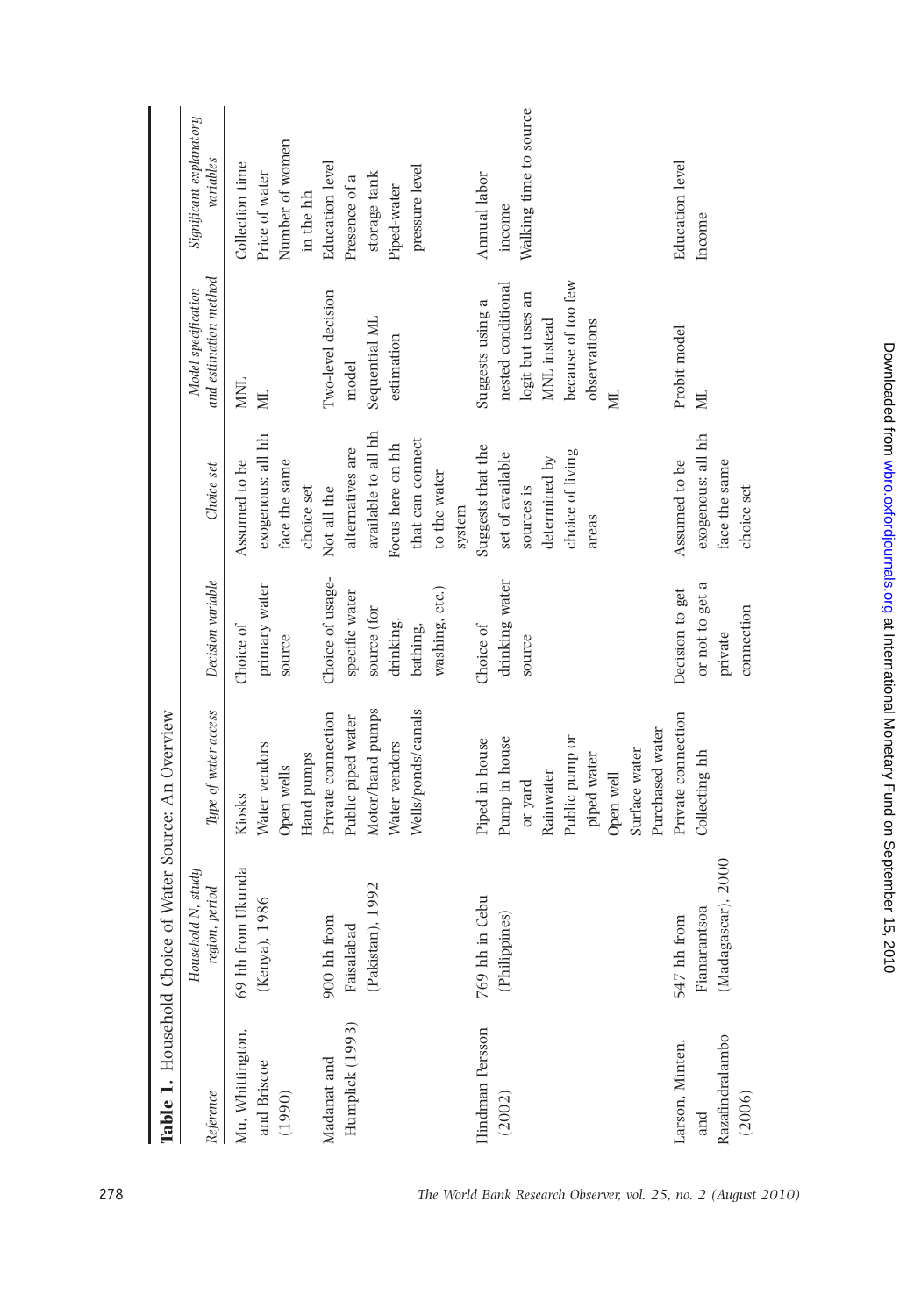**Table 1.** Household Choice of Water Source: An Overview

| Reference | Household N, study region, period | Type of water access | Decision variable | Choice set | Model specification and estimation method | Significant explanatory variables |
|---|---|---|---|---|---|---|
| Mu, Whittington, and Briscoe (1990) | 69 hh from Ukunda (Kenya), 1986 | Kiosks<br>Water vendors<br>Open wells<br>Hand pumps | Choice of primary water source | Assumed to be exogenous: all hh face the same choice set | MNL<br>ML | Collection time<br>Price of water<br>Number of women in the hh |
| Madanat and Humplick (1993) | 900 hh from Faisalabad (Pakistan), 1992 | Private connection<br>Public piped water<br>Motor/hand pumps<br>Water vendors<br>Wells/ponds/canals | Choice of usage-specific water source (for drinking, bathing, washing, etc.) | Not all the alternatives are available to all hh<br>Focus here on hh that can connect to the water system | Two-level decision model<br>Sequential ML estimation | Education level<br>Presence of a storage tank<br>Piped-water pressure level |
| Hindman Persson (2002) | 769 hh in Cebu (Philippines) | Piped in house<br>Pump in house or yard<br>Rainwater<br>Public pump or piped water<br>Open well<br>Surface water<br>Purchased water | Choice of drinking water source | Suggests that the set of available sources is determined by choice of living areas | Suggests using a nested conditional logit but uses an MNL instead because of too few observations<br>ML | Annual labor income<br>Walking time to source |
| Larson, Minten, and Razafindralambo (2006) | 547 hh from Fianarantsoa (Madagascar), 2000 | Private connection<br>Collecting hh | Decision to get or not to get a private connection | Assumed to be exogenous: all hh face the same choice set | Probit model<br>ML | Education level<br>Income |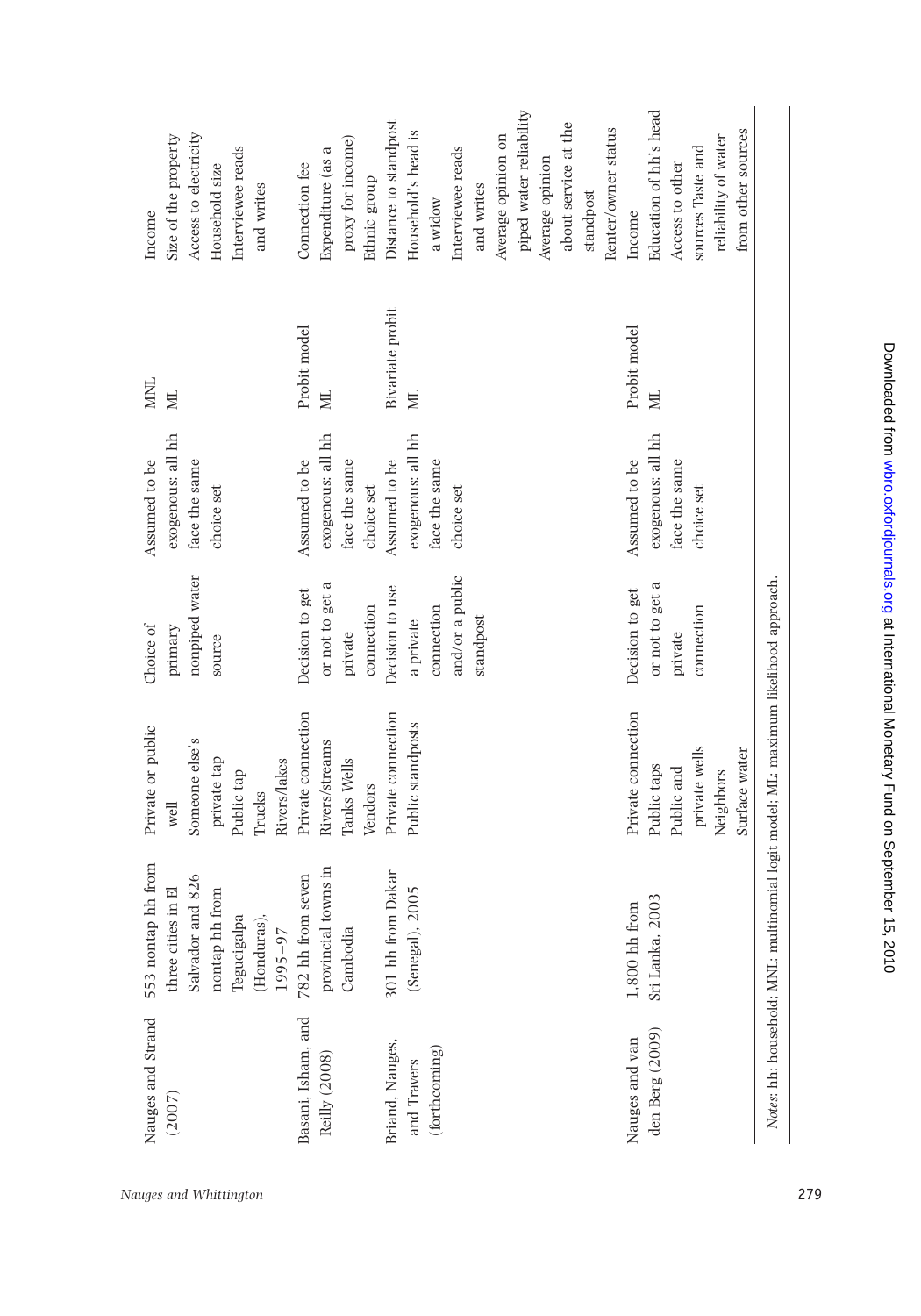| | | | | | | |
|---|---|---|---|---|---|---|
| Nauges and Strand (2007) | 553 nontap hh from three cities in El Salvador and 826 nontap hh from Tegucigalpa (Honduras), 1995–97 | Private or public well<br>Someone else's private tap<br>Public tap<br>Trucks<br>Rivers/lakes | Choice of primary nonpiped water source | Assumed to be exogenous: all hh face the same choice set | MNL<br>ML | Income<br>Size of the property<br>Access to electricity<br>Household size<br>Interviewee reads and writes |
| Basani, Isham, and Reilly (2008) | 782 hh from seven provincial towns in Cambodia | Private connection<br>Rivers/streams<br>Tanks Wells<br>Vendors | Decision to get or not to get a private connection | Assumed to be exogenous: all hh face the same choice set | Probit model<br>ML | Connection fee<br>Expenditure (as a proxy for income)<br>Ethnic group |
| Briand, Nauges, and Travers (forthcoming) | 301 hh from Dakar (Senegal), 2005 | Private connection<br>Public standposts | Decision to use a private connection and/or a public standpost | Assumed to be exogenous: all hh face the same choice set | Bivariate probit<br>ML | Distance to standpost<br>Household's head is a widow<br>Interviewee reads and writes<br>Average opinion on piped water reliability<br>Average opinion about service at the standpost<br>Renter/owner status |
| Nauges and van den Berg (2009) | 1,800 hh from Sri Lanka, 2003 | Private connection<br>Public taps<br>Public and private wells<br>Neighbors<br>Surface water | Decision to get or not to get a private connection | Assumed to be exogenous: all hh face the same choice set | Probit model<br>ML | Income<br>Education of hh's head<br>Access to other sources Taste and reliability of water from other sources |

*Notes*: hh: household; MNL: multinomial logit model; ML: maximum likelihood approach.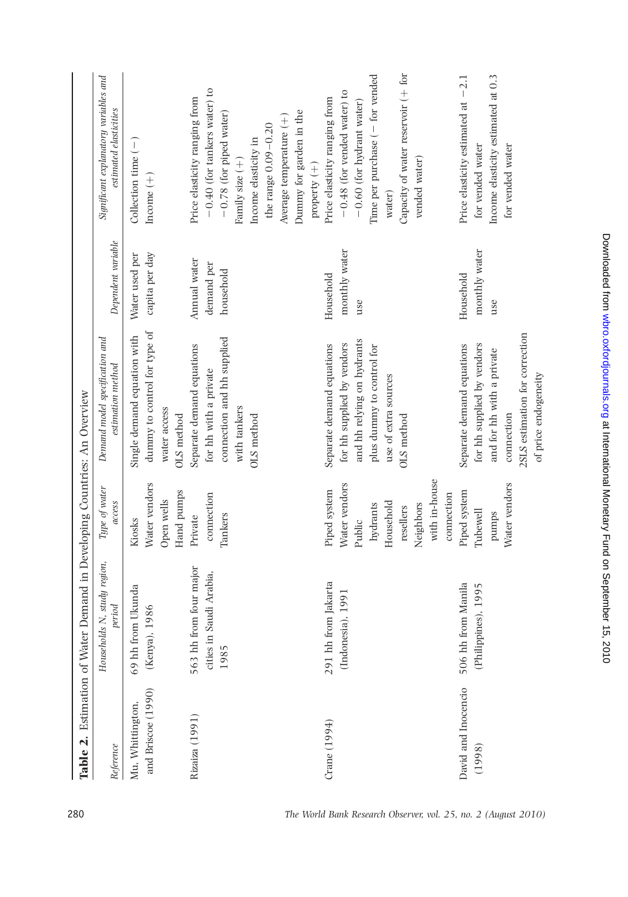**Table 2.** Estimation of Water Demand in Developing Countries: An Overview

| Reference | Households N, study region, period | Type of water access | Demand model specification and estimation method | Dependent variable | Significant explanatory variables and estimated elasticities |
|---|---|---|---|---|---|
| Mu, Whittington, and Briscoe (1990) | 69 hh from Ukunda (Kenya), 1986 | Kiosks<br>Water vendors<br>Open wells<br>Hand pumps | Single demand equation with dummy to control for type of water access<br>OLS method | Water used per capita per day | Collection time (−)<br>Income (+) |
| Rizaiza (1991) | 563 hh from four major cities in Saudi Arabia, 1985 | Private connection<br>Tankers | Separate demand equations for hh with a private connection and hh supplied with tankers<br>OLS method | Annual water demand per household | Price elasticity ranging from −0.40 (for tankers water) to −0.78 (for piped water)<br>Family size (+)<br>Income elasticity in the range 0.09–0.20<br>Average temperature (+)<br>Dummy for garden in the property (+) |
| Crane (1994) | 291 hh from Jakarta (Indonesia), 1991 | Piped system<br>Water vendors<br>Public hydrants<br>Household resellers<br>Neighbors with in-house connection | Separate demand equations for hh supplied by vendors and hh relying on hydrants plus dummy to control for use of extra sources<br>OLS method | Household monthly water use | Price elasticity ranging from −0.48 (for vended water) to −0.60 (for hydrant water)<br>Time per purchase (− for vended water)<br>Capacity of water reservoir (+ for vended water) |
| David and Inocencio (1998) | 506 hh from Manila (Philippines), 1995 | Piped system<br>Tubewell pumps<br>Water vendors | Separate demand equations for hh supplied by vendors and for hh with a private connection<br>2SLS estimation for correction of price endogeneity | Household monthly water use | Price elasticity estimated at −2.1 for vended water<br>Income elasticity estimated at 0.3 for vended water |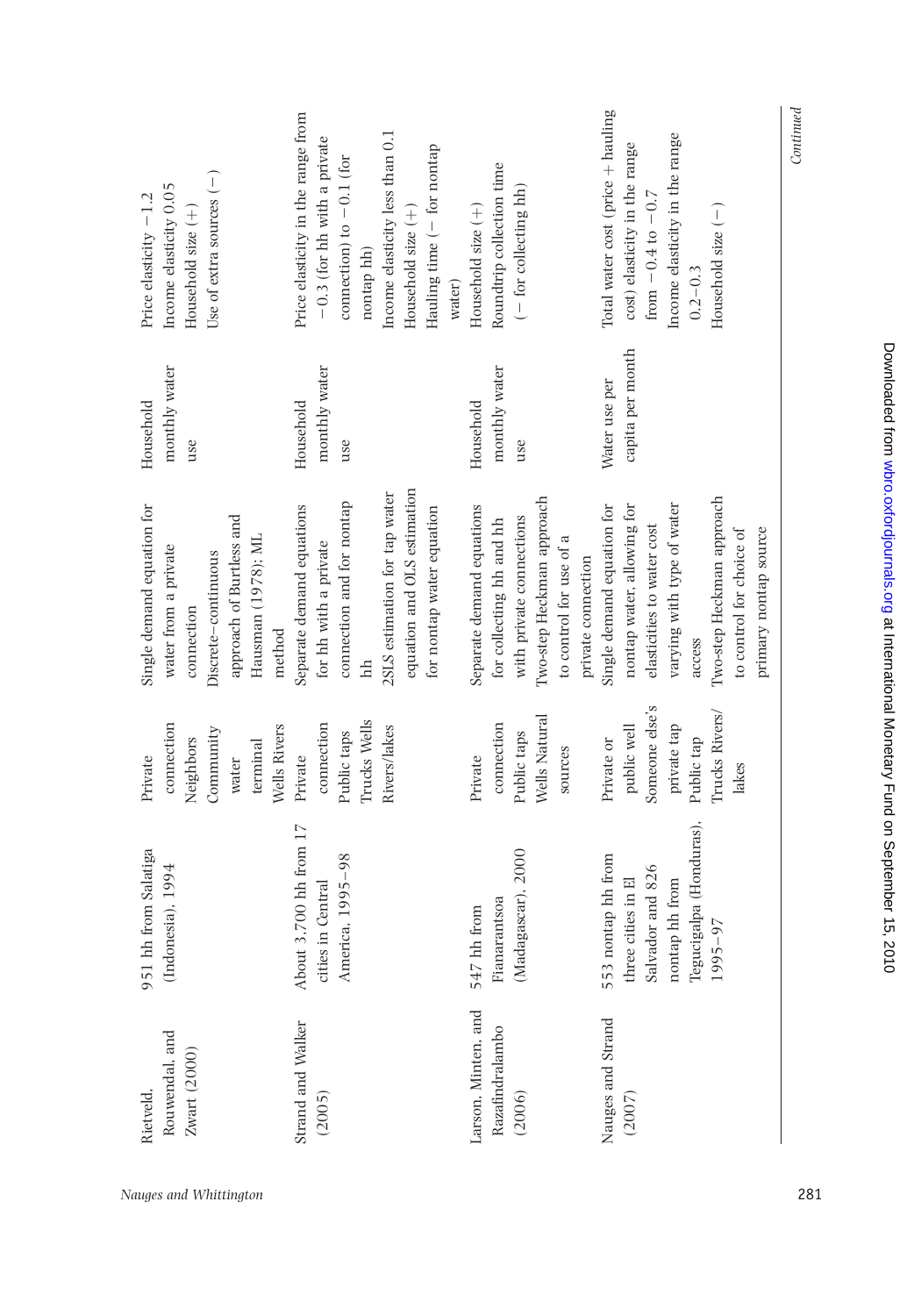| | | | | | |
|---|---|---|---|---|---|
| Rietveld, Rouwendal, and Zwart (2000) | 951 hh from Salatiga (Indonesia), 1994 | Private connection<br>Neighbors<br>Community water terminal<br>Wells Rivers | Single demand equation for water from a private connection<br>Discrete–continuous approach of Burtless and Hausman (1978); ML method | Household monthly water use | Price elasticity −1.2<br>Income elasticity 0.05<br>Household size (+)<br>Use of extra sources (−) |
| Strand and Walker (2005) | About 3,700 hh from 17 cities in Central America, 1995–98 | Private connection<br>Public taps<br>Trucks Wells<br>Rivers/lakes | Separate demand equations for hh with a private connection and for nontap hh<br>2SLS estimation for tap water equation and OLS estimation for nontap water equation | Household monthly water use | Price elasticity in the range from −0.3 (for hh with a private connection) to −0.1 (for nontap hh)<br>Income elasticity less than 0.1<br>Household size (+)<br>Hauling time (− for nontap water) |
| Larson, Minten, and Razafindralambo (2006) | 547 hh from Fianarantsoa (Madagascar), 2000 | Private connection<br>Public taps<br>Wells Natural sources | Separate demand equations for collecting hh and hh with private connections<br>Two-step Heckman approach to control for use of a private connection | Household monthly water use | Household size (+)<br>Roundtrip collection time (− for collecting hh) |
| Nauges and Strand (2007) | 553 nontap hh from three cities in El Salvador and 826 nontap hh from Tegucigalpa (Honduras), 1995–97 | Private or public well<br>Someone else's private tap<br>Public tap<br>Trucks Rivers/lakes | Single demand equation for nontap water, allowing for elasticities to water cost varying with type of water access<br>Two-step Heckman approach to control for choice of primary nontap source | Water use per capita per month | Total water cost (price + hauling cost) elasticity in the range from −0.4 to −0.7<br>Income elasticity in the range 0.2–0.3<br>Household size (−) |

*Continued*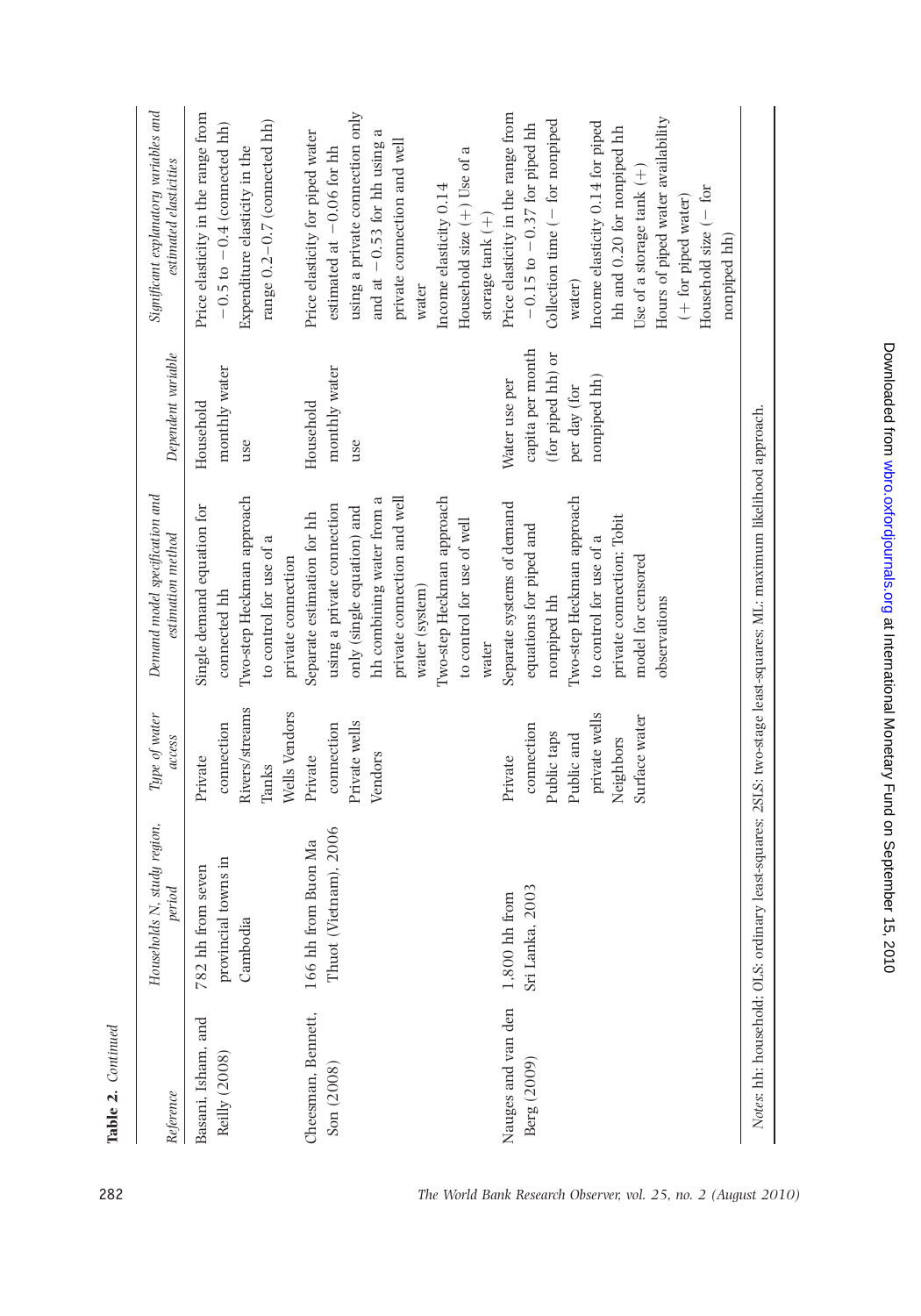**Table 2.** *Continued*

| Reference | Households N, study region, period | Type of water access | Demand model specification and estimation method | Dependent variable | Significant explanatory variables and estimated elasticities |
|---|---|---|---|---|---|
| Basani, Isham, and Reilly (2008) | 782 hh from seven provincial towns in Cambodia | Private connection<br>Rivers/streams<br>Tanks<br>Wells Vendors | Single demand equation for connected hh<br>Two-step Heckman approach to control for use of a private connection | Household monthly water use | Price elasticity in the range from −0.5 to −0.4 (connected hh)<br>Expenditure elasticity in the range 0.2–0.7 (connected hh) |
| Cheesman, Bennett, Son (2008) | 166 hh from Buon Ma Thuot (Vietnam), 2006 | Private connection<br>Private wells<br>Vendors | Separate estimation for hh using a private connection only (single equation) and hh combining water from a private connection and well water (system)<br>Two-step Heckman approach to control for use of well water | Household monthly water use | Price elasticity for piped water estimated at −0.06 for hh using a private connection only and at −0.53 for hh using a private connection and well water<br>Income elasticity 0.14<br>Household size (+) Use of a storage tank (+) |
| Nauges and van den Berg (2009) | 1,800 hh from Sri Lanka, 2003 | Private connection<br>Public taps<br>Public and private wells<br>Neighbors<br>Surface water | Separate systems of demand equations for piped and nonpiped hh<br>Two-step Heckman approach to control for use of a private connection: Tobit model for censored observations | Water use per capita per month (for piped hh) or per day (for nonpiped hh) | Price elasticity in the range from −0.15 to −0.37 for piped hh<br>Collection time (− for nonpiped water)<br>Income elasticity 0.14 for piped hh and 0.20 for nonpiped hh<br>Use of a storage tank (+)<br>Hours of piped water availability (+ for piped water)<br>Household size (− for nonpiped hh) |

*Notes*: hh: household; OLS: ordinary least-squares; 2SLS: two-stage least-squares; ML: maximum likelihood approach.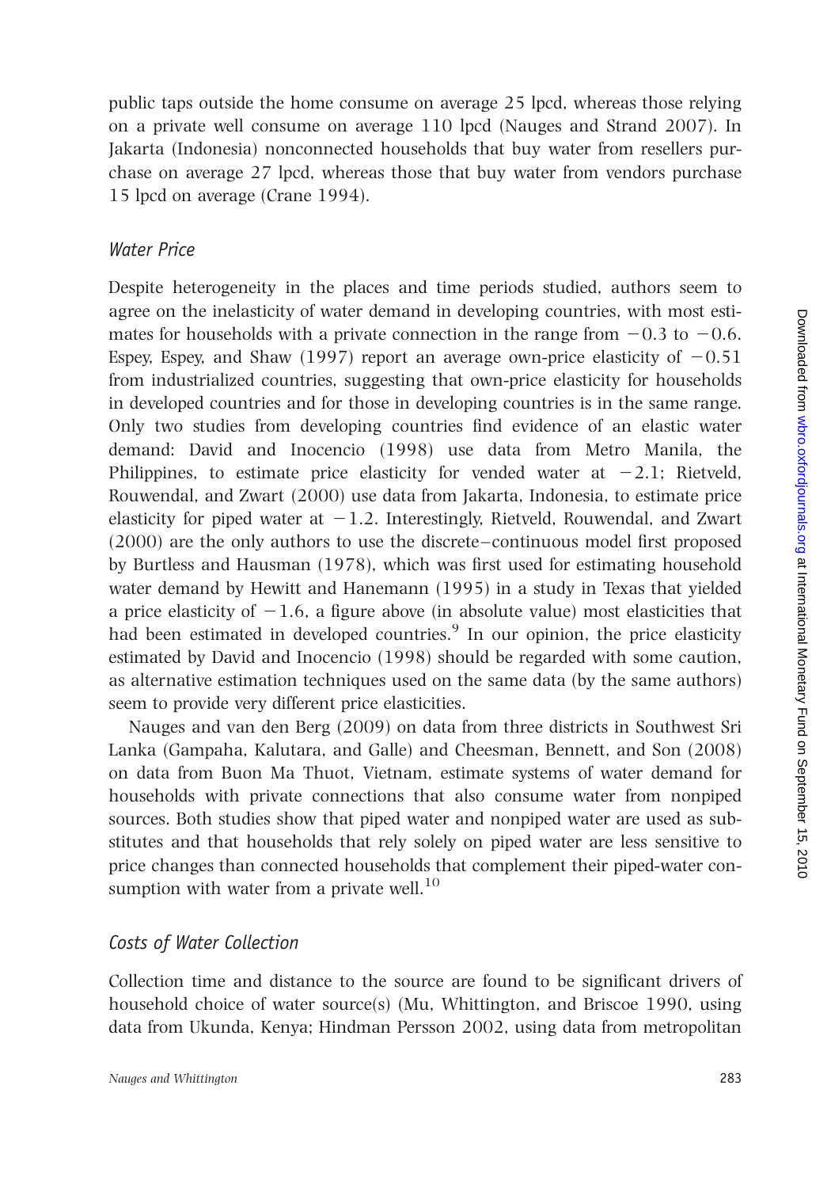public taps outside the home consume on average 25 lpcd, whereas those relying on a private well consume on average 110 lpcd (Nauges and Strand 2007). In Jakarta (Indonesia) nonconnected households that buy water from resellers purchase on average 27 lpcd, whereas those that buy water from vendors purchase 15 lpcd on average (Crane 1994).

### *Water Price*

Despite heterogeneity in the places and time periods studied, authors seem to agree on the inelasticity of water demand in developing countries, with most estimates for households with a private connection in the range from −0.3 to −0.6. Espey, Espey, and Shaw (1997) report an average own-price elasticity of −0.51 from industrialized countries, suggesting that own-price elasticity for households in developed countries and for those in developing countries is in the same range. Only two studies from developing countries find evidence of an elastic water demand: David and Inocencio (1998) use data from Metro Manila, the Philippines, to estimate price elasticity for vended water at −2.1; Rietveld, Rouwendal, and Zwart (2000) use data from Jakarta, Indonesia, to estimate price elasticity for piped water at −1.2. Interestingly, Rietveld, Rouwendal, and Zwart (2000) are the only authors to use the discrete–continuous model first proposed by Burtless and Hausman (1978), which was first used for estimating household water demand by Hewitt and Hanemann (1995) in a study in Texas that yielded a price elasticity of −1.6, a figure above (in absolute value) most elasticities that had been estimated in developed countries.[9] In our opinion, the price elasticity estimated by David and Inocencio (1998) should be regarded with some caution, as alternative estimation techniques used on the same data (by the same authors) seem to provide very different price elasticities.

Nauges and van den Berg (2009) on data from three districts in Southwest Sri Lanka (Gampaha, Kalutara, and Galle) and Cheesman, Bennett, and Son (2008) on data from Buon Ma Thuot, Vietnam, estimate systems of water demand for households with private connections that also consume water from nonpiped sources. Both studies show that piped water and nonpiped water are used as substitutes and that households that rely solely on piped water are less sensitive to price changes than connected households that complement their piped-water consumption with water from a private well.[10]

### *Costs of Water Collection*

Collection time and distance to the source are found to be significant drivers of household choice of water source(s) (Mu, Whittington, and Briscoe 1990, using data from Ukunda, Kenya; Hindman Persson 2002, using data from metropolitan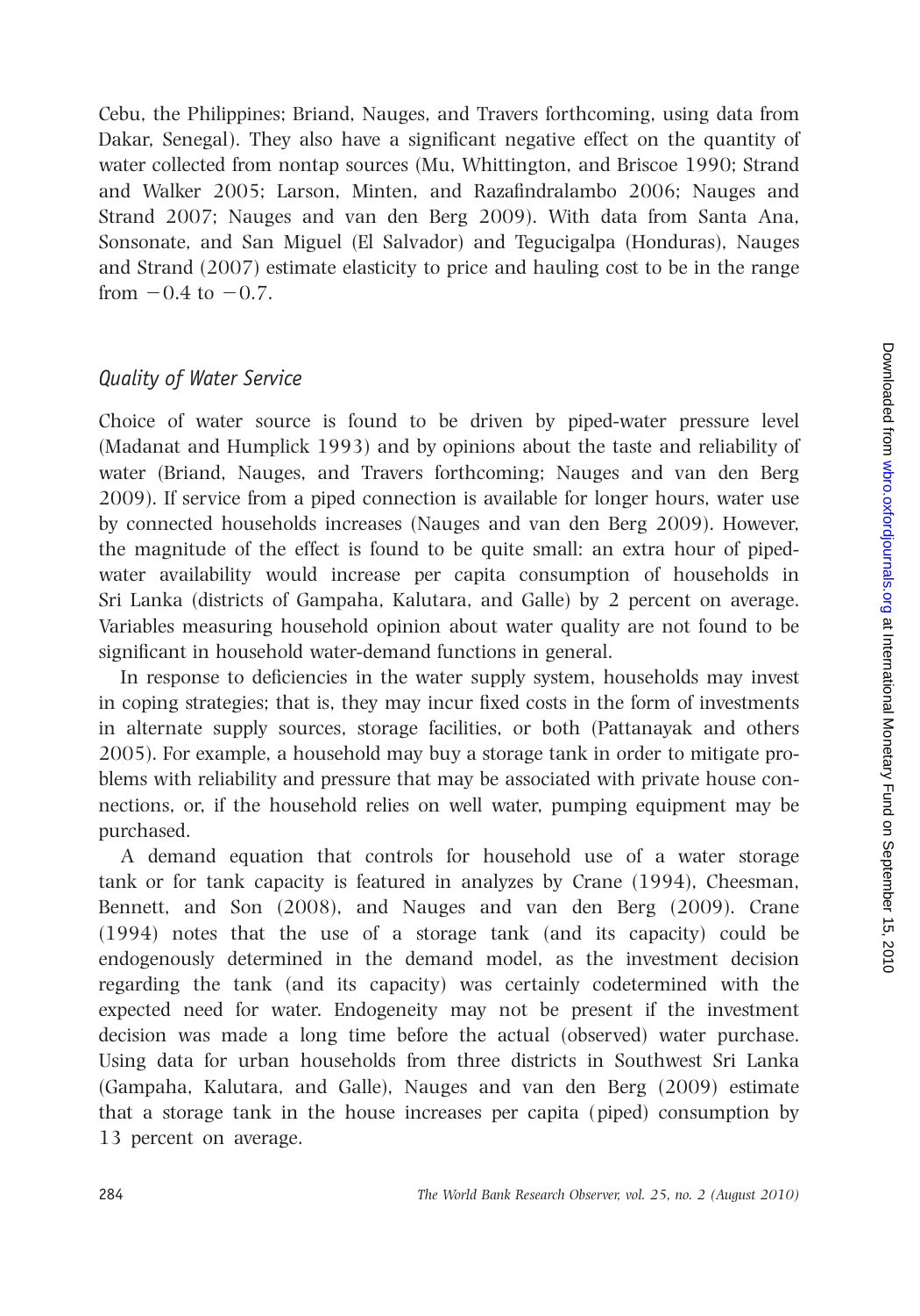Cebu, the Philippines; Briand, Nauges, and Travers forthcoming, using data from Dakar, Senegal). They also have a significant negative effect on the quantity of water collected from nontap sources (Mu, Whittington, and Briscoe 1990; Strand and Walker 2005; Larson, Minten, and Razafindralambo 2006; Nauges and Strand 2007; Nauges and van den Berg 2009). With data from Santa Ana, Sonsonate, and San Miguel (El Salvador) and Tegucigalpa (Honduras), Nauges and Strand (2007) estimate elasticity to price and hauling cost to be in the range from $-0.4$ to $-0.7$.

### *Quality of Water Service*

Choice of water source is found to be driven by piped-water pressure level (Madanat and Humplick 1993) and by opinions about the taste and reliability of water (Briand, Nauges, and Travers forthcoming; Nauges and van den Berg 2009). If service from a piped connection is available for longer hours, water use by connected households increases (Nauges and van den Berg 2009). However, the magnitude of the effect is found to be quite small: an extra hour of piped-water availability would increase per capita consumption of households in Sri Lanka (districts of Gampaha, Kalutara, and Galle) by 2 percent on average. Variables measuring household opinion about water quality are not found to be significant in household water-demand functions in general.

In response to deficiencies in the water supply system, households may invest in coping strategies; that is, they may incur fixed costs in the form of investments in alternate supply sources, storage facilities, or both (Pattanayak and others 2005). For example, a household may buy a storage tank in order to mitigate problems with reliability and pressure that may be associated with private house connections, or, if the household relies on well water, pumping equipment may be purchased.

A demand equation that controls for household use of a water storage tank or for tank capacity is featured in analyzes by Crane (1994), Cheesman, Bennett, and Son (2008), and Nauges and van den Berg (2009). Crane (1994) notes that the use of a storage tank (and its capacity) could be endogenously determined in the demand model, as the investment decision regarding the tank (and its capacity) was certainly codetermined with the expected need for water. Endogeneity may not be present if the investment decision was made a long time before the actual (observed) water purchase. Using data for urban households from three districts in Southwest Sri Lanka (Gampaha, Kalutara, and Galle), Nauges and van den Berg (2009) estimate that a storage tank in the house increases per capita (piped) consumption by 13 percent on average.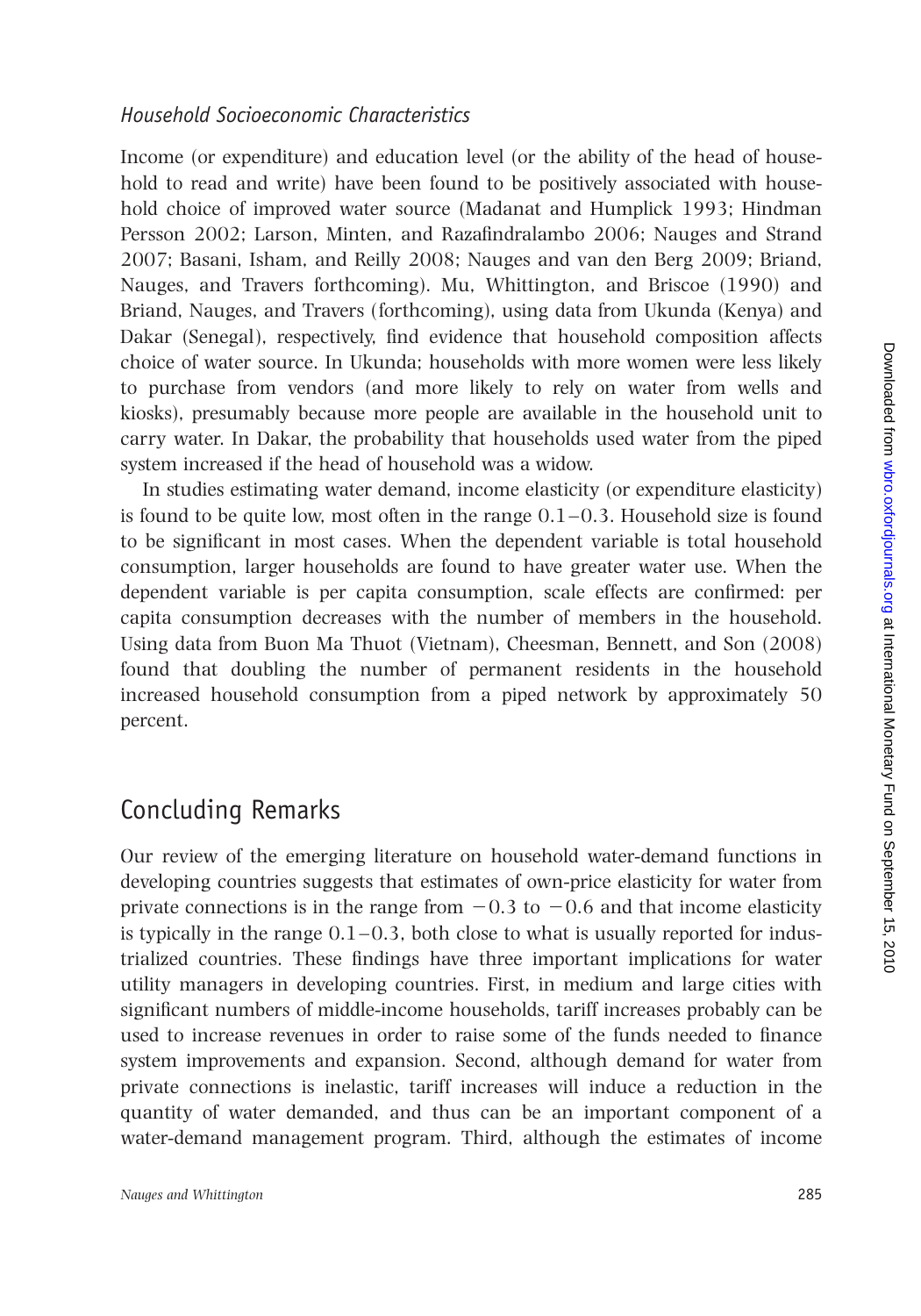### *Household Socioeconomic Characteristics*

Income (or expenditure) and education level (or the ability of the head of household to read and write) have been found to be positively associated with household choice of improved water source (Madanat and Humplick 1993; Hindman Persson 2002; Larson, Minten, and Razafindralambo 2006; Nauges and Strand 2007; Basani, Isham, and Reilly 2008; Nauges and van den Berg 2009; Briand, Nauges, and Travers forthcoming). Mu, Whittington, and Briscoe (1990) and Briand, Nauges, and Travers (forthcoming), using data from Ukunda (Kenya) and Dakar (Senegal), respectively, find evidence that household composition affects choice of water source. In Ukunda; households with more women were less likely to purchase from vendors (and more likely to rely on water from wells and kiosks), presumably because more people are available in the household unit to carry water. In Dakar, the probability that households used water from the piped system increased if the head of household was a widow.

In studies estimating water demand, income elasticity (or expenditure elasticity) is found to be quite low, most often in the range 0.1–0.3. Household size is found to be significant in most cases. When the dependent variable is total household consumption, larger households are found to have greater water use. When the dependent variable is per capita consumption, scale effects are confirmed: per capita consumption decreases with the number of members in the household. Using data from Buon Ma Thuot (Vietnam), Cheesman, Bennett, and Son (2008) found that doubling the number of permanent residents in the household increased household consumption from a piped network by approximately 50 percent.

## Concluding Remarks

Our review of the emerging literature on household water-demand functions in developing countries suggests that estimates of own-price elasticity for water from private connections is in the range from −0.3 to −0.6 and that income elasticity is typically in the range 0.1–0.3, both close to what is usually reported for industrialized countries. These findings have three important implications for water utility managers in developing countries. First, in medium and large cities with significant numbers of middle-income households, tariff increases probably can be used to increase revenues in order to raise some of the funds needed to finance system improvements and expansion. Second, although demand for water from private connections is inelastic, tariff increases will induce a reduction in the quantity of water demanded, and thus can be an important component of a water-demand management program. Third, although the estimates of income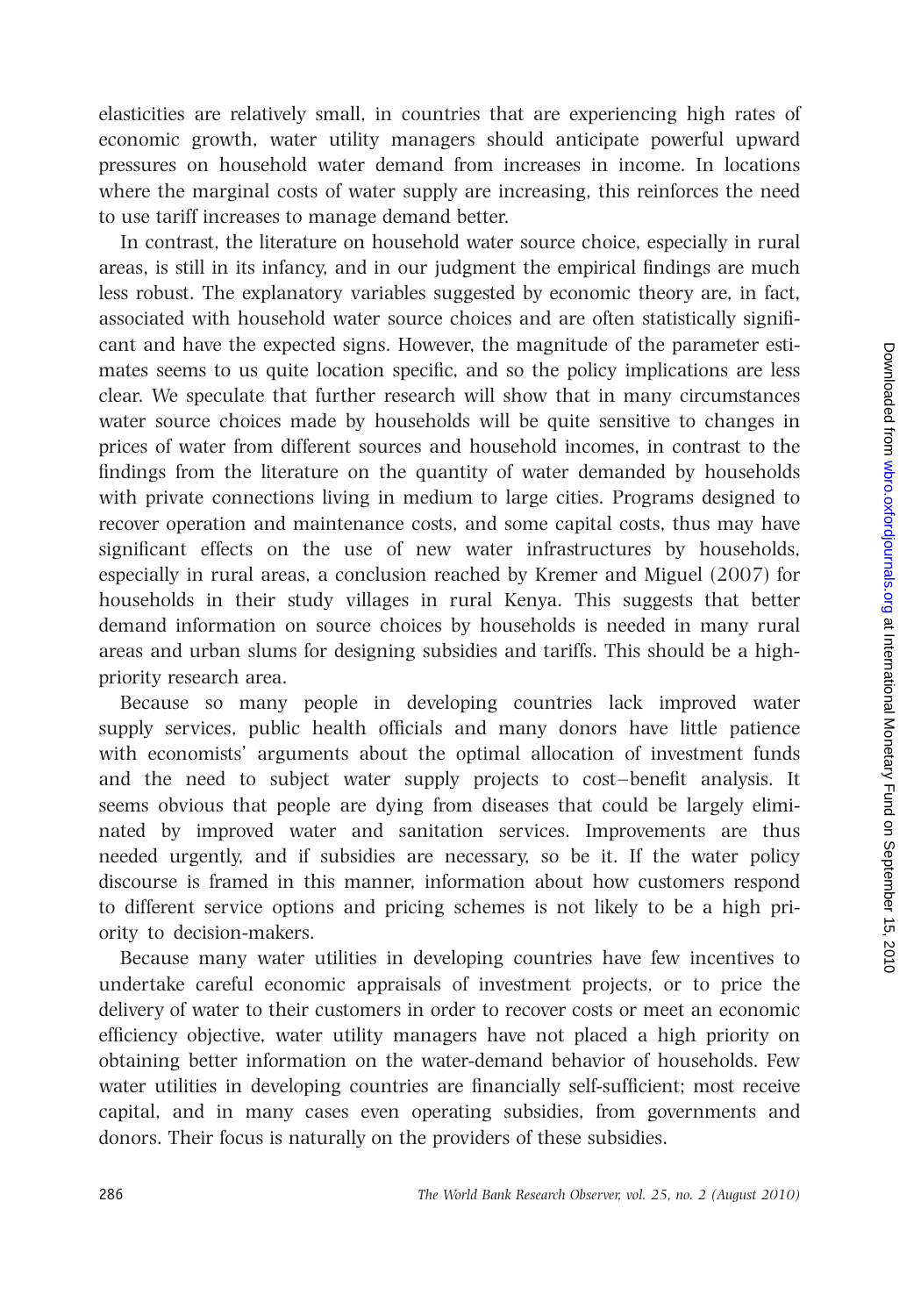elasticities are relatively small, in countries that are experiencing high rates of economic growth, water utility managers should anticipate powerful upward pressures on household water demand from increases in income. In locations where the marginal costs of water supply are increasing, this reinforces the need to use tariff increases to manage demand better.

In contrast, the literature on household water source choice, especially in rural areas, is still in its infancy, and in our judgment the empirical findings are much less robust. The explanatory variables suggested by economic theory are, in fact, associated with household water source choices and are often statistically significant and have the expected signs. However, the magnitude of the parameter estimates seems to us quite location specific, and so the policy implications are less clear. We speculate that further research will show that in many circumstances water source choices made by households will be quite sensitive to changes in prices of water from different sources and household incomes, in contrast to the findings from the literature on the quantity of water demanded by households with private connections living in medium to large cities. Programs designed to recover operation and maintenance costs, and some capital costs, thus may have significant effects on the use of new water infrastructures by households, especially in rural areas, a conclusion reached by Kremer and Miguel (2007) for households in their study villages in rural Kenya. This suggests that better demand information on source choices by households is needed in many rural areas and urban slums for designing subsidies and tariffs. This should be a high-priority research area.

Because so many people in developing countries lack improved water supply services, public health officials and many donors have little patience with economists' arguments about the optimal allocation of investment funds and the need to subject water supply projects to cost–benefit analysis. It seems obvious that people are dying from diseases that could be largely eliminated by improved water and sanitation services. Improvements are thus needed urgently, and if subsidies are necessary, so be it. If the water policy discourse is framed in this manner, information about how customers respond to different service options and pricing schemes is not likely to be a high priority to decision-makers.

Because many water utilities in developing countries have few incentives to undertake careful economic appraisals of investment projects, or to price the delivery of water to their customers in order to recover costs or meet an economic efficiency objective, water utility managers have not placed a high priority on obtaining better information on the water-demand behavior of households. Few water utilities in developing countries are financially self-sufficient; most receive capital, and in many cases even operating subsidies, from governments and donors. Their focus is naturally on the providers of these subsidies.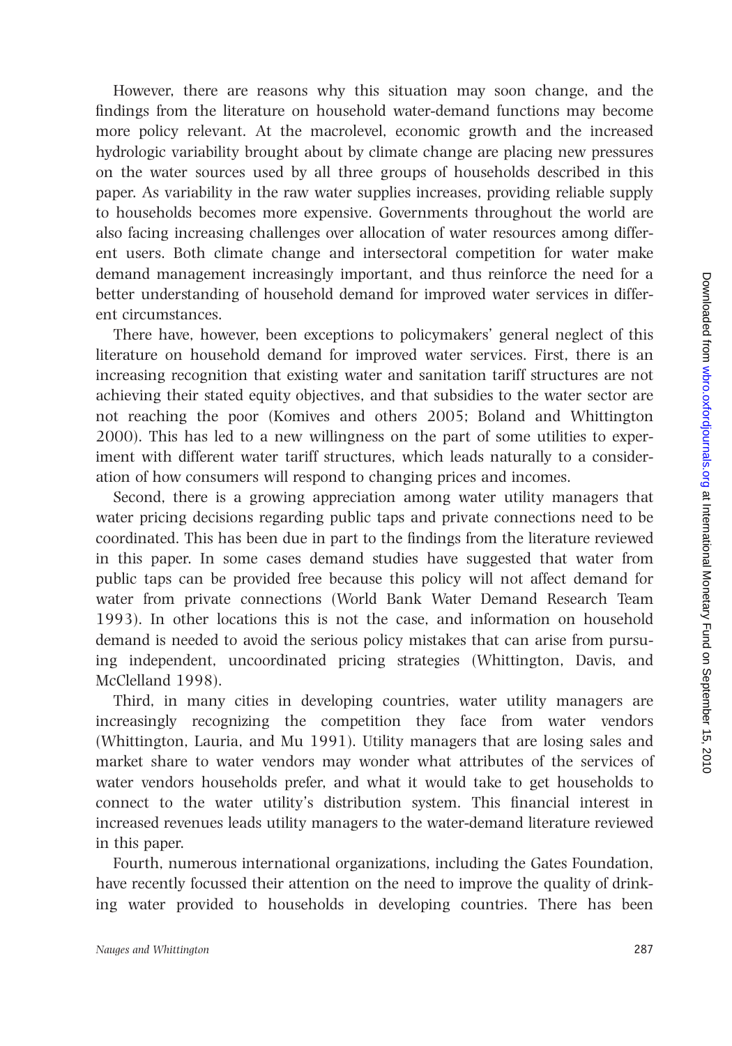However, there are reasons why this situation may soon change, and the findings from the literature on household water-demand functions may become more policy relevant. At the macrolevel, economic growth and the increased hydrologic variability brought about by climate change are placing new pressures on the water sources used by all three groups of households described in this paper. As variability in the raw water supplies increases, providing reliable supply to households becomes more expensive. Governments throughout the world are also facing increasing challenges over allocation of water resources among different users. Both climate change and intersectoral competition for water make demand management increasingly important, and thus reinforce the need for a better understanding of household demand for improved water services in different circumstances.

There have, however, been exceptions to policymakers' general neglect of this literature on household demand for improved water services. First, there is an increasing recognition that existing water and sanitation tariff structures are not achieving their stated equity objectives, and that subsidies to the water sector are not reaching the poor (Komives and others 2005; Boland and Whittington 2000). This has led to a new willingness on the part of some utilities to experiment with different water tariff structures, which leads naturally to a consideration of how consumers will respond to changing prices and incomes.

Second, there is a growing appreciation among water utility managers that water pricing decisions regarding public taps and private connections need to be coordinated. This has been due in part to the findings from the literature reviewed in this paper. In some cases demand studies have suggested that water from public taps can be provided free because this policy will not affect demand for water from private connections (World Bank Water Demand Research Team 1993). In other locations this is not the case, and information on household demand is needed to avoid the serious policy mistakes that can arise from pursuing independent, uncoordinated pricing strategies (Whittington, Davis, and McClelland 1998).

Third, in many cities in developing countries, water utility managers are increasingly recognizing the competition they face from water vendors (Whittington, Lauria, and Mu 1991). Utility managers that are losing sales and market share to water vendors may wonder what attributes of the services of water vendors households prefer, and what it would take to get households to connect to the water utility's distribution system. This financial interest in increased revenues leads utility managers to the water-demand literature reviewed in this paper.

Fourth, numerous international organizations, including the Gates Foundation, have recently focussed their attention on the need to improve the quality of drinking water provided to households in developing countries. There has been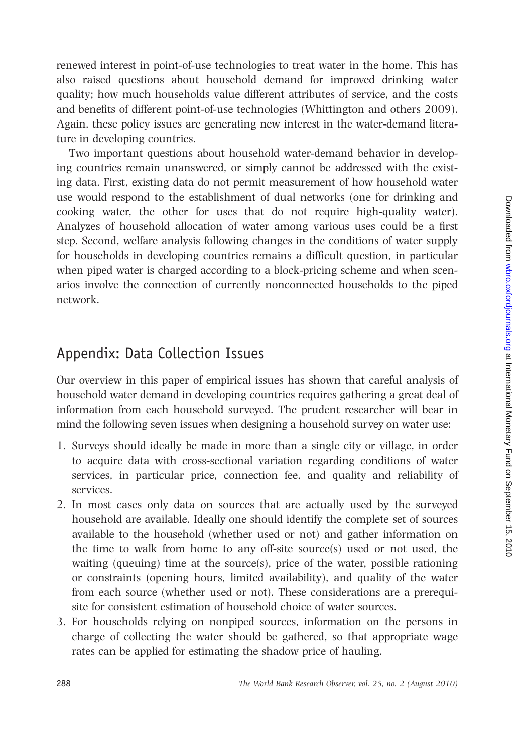renewed interest in point-of-use technologies to treat water in the home. This has also raised questions about household demand for improved drinking water quality; how much households value different attributes of service, and the costs and benefits of different point-of-use technologies (Whittington and others 2009). Again, these policy issues are generating new interest in the water-demand literature in developing countries.

Two important questions about household water-demand behavior in developing countries remain unanswered, or simply cannot be addressed with the existing data. First, existing data do not permit measurement of how household water use would respond to the establishment of dual networks (one for drinking and cooking water, the other for uses that do not require high-quality water). Analyzes of household allocation of water among various uses could be a first step. Second, welfare analysis following changes in the conditions of water supply for households in developing countries remains a difficult question, in particular when piped water is charged according to a block-pricing scheme and when scenarios involve the connection of currently nonconnected households to the piped network.

## Appendix: Data Collection Issues

Our overview in this paper of empirical issues has shown that careful analysis of household water demand in developing countries requires gathering a great deal of information from each household surveyed. The prudent researcher will bear in mind the following seven issues when designing a household survey on water use:

1. Surveys should ideally be made in more than a single city or village, in order to acquire data with cross-sectional variation regarding conditions of water services, in particular price, connection fee, and quality and reliability of services.
2. In most cases only data on sources that are actually used by the surveyed household are available. Ideally one should identify the complete set of sources available to the household (whether used or not) and gather information on the time to walk from home to any off-site source(s) used or not used, the waiting (queuing) time at the source(s), price of the water, possible rationing or constraints (opening hours, limited availability), and quality of the water from each source (whether used or not). These considerations are a prerequisite for consistent estimation of household choice of water sources.
3. For households relying on nonpiped sources, information on the persons in charge of collecting the water should be gathered, so that appropriate wage rates can be applied for estimating the shadow price of hauling.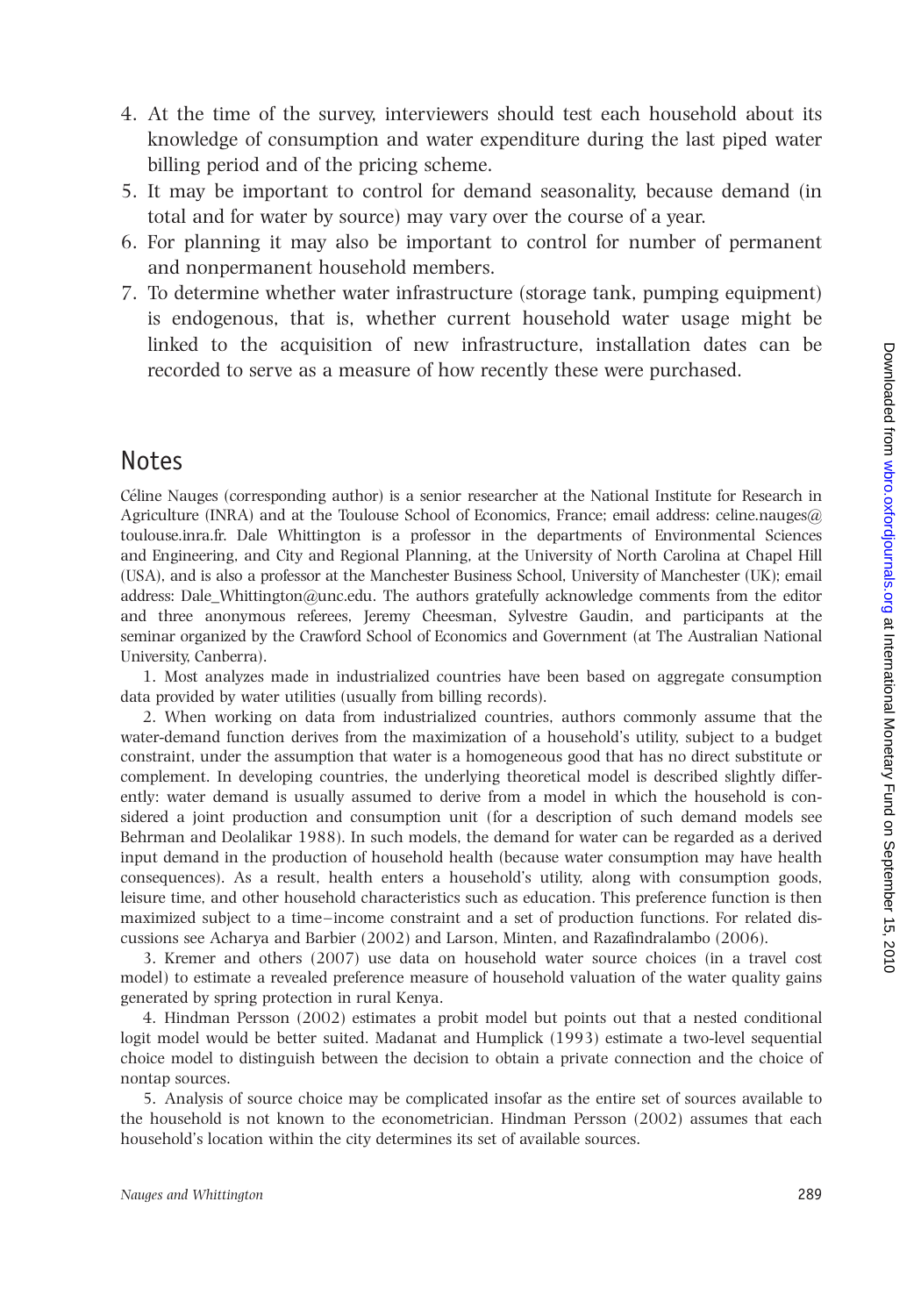4. At the time of the survey, interviewers should test each household about its knowledge of consumption and water expenditure during the last piped water billing period and of the pricing scheme.
5. It may be important to control for demand seasonality, because demand (in total and for water by source) may vary over the course of a year.
6. For planning it may also be important to control for number of permanent and nonpermanent household members.
7. To determine whether water infrastructure (storage tank, pumping equipment) is endogenous, that is, whether current household water usage might be linked to the acquisition of new infrastructure, installation dates can be recorded to serve as a measure of how recently these were purchased.

## Notes

Céline Nauges (corresponding author) is a senior researcher at the National Institute for Research in Agriculture (INRA) and at the Toulouse School of Economics, France; email address: celine.nauges@toulouse.inra.fr. Dale Whittington is a professor in the departments of Environmental Sciences and Engineering, and City and Regional Planning, at the University of North Carolina at Chapel Hill (USA), and is also a professor at the Manchester Business School, University of Manchester (UK); email address: Dale_Whittington@unc.edu. The authors gratefully acknowledge comments from the editor and three anonymous referees, Jeremy Cheesman, Sylvestre Gaudin, and participants at the seminar organized by the Crawford School of Economics and Government (at The Australian National University, Canberra).

1. Most analyzes made in industrialized countries have been based on aggregate consumption data provided by water utilities (usually from billing records).

2. When working on data from industrialized countries, authors commonly assume that the water-demand function derives from the maximization of a household's utility, subject to a budget constraint, under the assumption that water is a homogeneous good that has no direct substitute or complement. In developing countries, the underlying theoretical model is described slightly differently: water demand is usually assumed to derive from a model in which the household is considered a joint production and consumption unit (for a description of such demand models see Behrman and Deolalikar 1988). In such models, the demand for water can be regarded as a derived input demand in the production of household health (because water consumption may have health consequences). As a result, health enters a household's utility, along with consumption goods, leisure time, and other household characteristics such as education. This preference function is then maximized subject to a time–income constraint and a set of production functions. For related discussions see Acharya and Barbier (2002) and Larson, Minten, and Razafindralambo (2006).

3. Kremer and others (2007) use data on household water source choices (in a travel cost model) to estimate a revealed preference measure of household valuation of the water quality gains generated by spring protection in rural Kenya.

4. Hindman Persson (2002) estimates a probit model but points out that a nested conditional logit model would be better suited. Madanat and Humplick (1993) estimate a two-level sequential choice model to distinguish between the decision to obtain a private connection and the choice of nontap sources.

5. Analysis of source choice may be complicated insofar as the entire set of sources available to the household is not known to the econometrician. Hindman Persson (2002) assumes that each household's location within the city determines its set of available sources.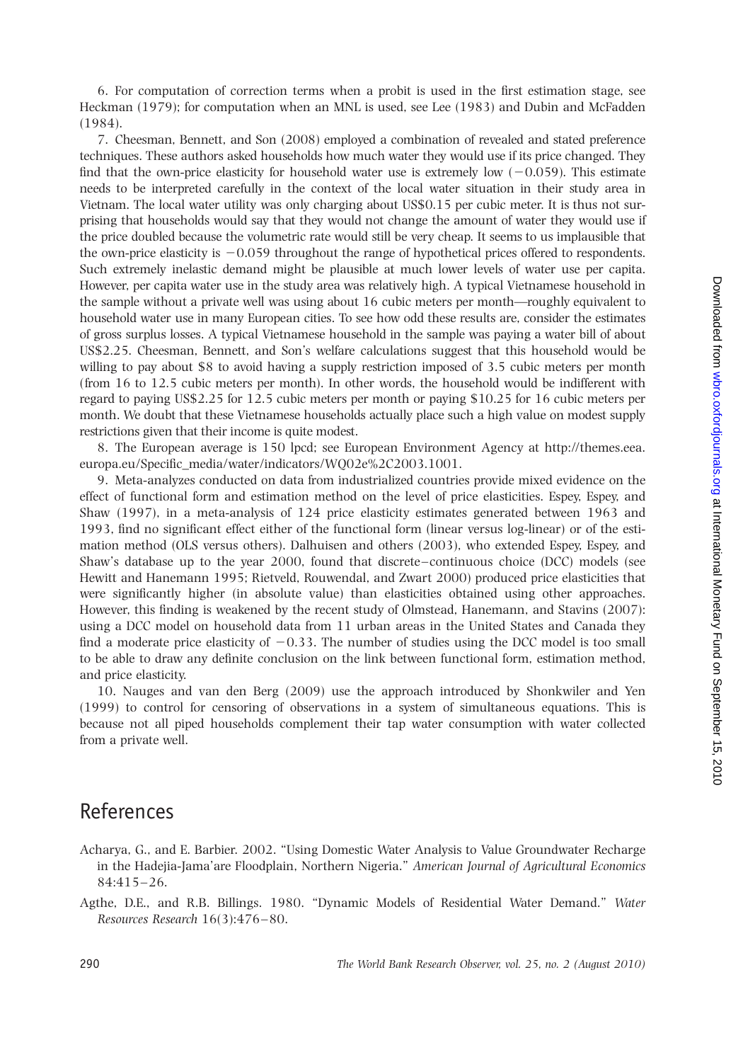6. For computation of correction terms when a probit is used in the first estimation stage, see Heckman (1979); for computation when an MNL is used, see Lee (1983) and Dubin and McFadden (1984).

7. Cheesman, Bennett, and Son (2008) employed a combination of revealed and stated preference techniques. These authors asked households how much water they would use if its price changed. They find that the own-price elasticity for household water use is extremely low (−0.059). This estimate needs to be interpreted carefully in the context of the local water situation in their study area in Vietnam. The local water utility was only charging about US$0.15 per cubic meter. It is thus not surprising that households would say that they would not change the amount of water they would use if the price doubled because the volumetric rate would still be very cheap. It seems to us implausible that the own-price elasticity is −0.059 throughout the range of hypothetical prices offered to respondents. Such extremely inelastic demand might be plausible at much lower levels of water use per capita. However, per capita water use in the study area was relatively high. A typical Vietnamese household in the sample without a private well was using about 16 cubic meters per month—roughly equivalent to household water use in many European cities. To see how odd these results are, consider the estimates of gross surplus losses. A typical Vietnamese household in the sample was paying a water bill of about US$2.25. Cheesman, Bennett, and Son's welfare calculations suggest that this household would be willing to pay about $8 to avoid having a supply restriction imposed of 3.5 cubic meters per month (from 16 to 12.5 cubic meters per month). In other words, the household would be indifferent with regard to paying US$2.25 for 12.5 cubic meters per month or paying $10.25 for 16 cubic meters per month. We doubt that these Vietnamese households actually place such a high value on modest supply restrictions given that their income is quite modest.

8. The European average is 150 lpcd; see European Environment Agency at http://themes.eea.europa.eu/Specific_media/water/indicators/WQ02e%2C2003.1001.

9. Meta-analyzes conducted on data from industrialized countries provide mixed evidence on the effect of functional form and estimation method on the level of price elasticities. Espey, Espey, and Shaw (1997), in a meta-analysis of 124 price elasticity estimates generated between 1963 and 1993, find no significant effect either of the functional form (linear versus log-linear) or of the estimation method (OLS versus others). Dalhuisen and others (2003), who extended Espey, Espey, and Shaw's database up to the year 2000, found that discrete–continuous choice (DCC) models (see Hewitt and Hanemann 1995; Rietveld, Rouwendal, and Zwart 2000) produced price elasticities that were significantly higher (in absolute value) than elasticities obtained using other approaches. However, this finding is weakened by the recent study of Olmstead, Hanemann, and Stavins (2007): using a DCC model on household data from 11 urban areas in the United States and Canada they find a moderate price elasticity of −0.33. The number of studies using the DCC model is too small to be able to draw any definite conclusion on the link between functional form, estimation method, and price elasticity.

10. Nauges and van den Berg (2009) use the approach introduced by Shonkwiler and Yen (1999) to control for censoring of observations in a system of simultaneous equations. This is because not all piped households complement their tap water consumption with water collected from a private well.

## References

Acharya, G., and E. Barbier. 2002. "Using Domestic Water Analysis to Value Groundwater Recharge in the Hadejia-Jama'are Floodplain, Northern Nigeria." *American Journal of Agricultural Economics* 84:415–26.

Agthe, D.E., and R.B. Billings. 1980. "Dynamic Models of Residential Water Demand." *Water Resources Research* 16(3):476–80.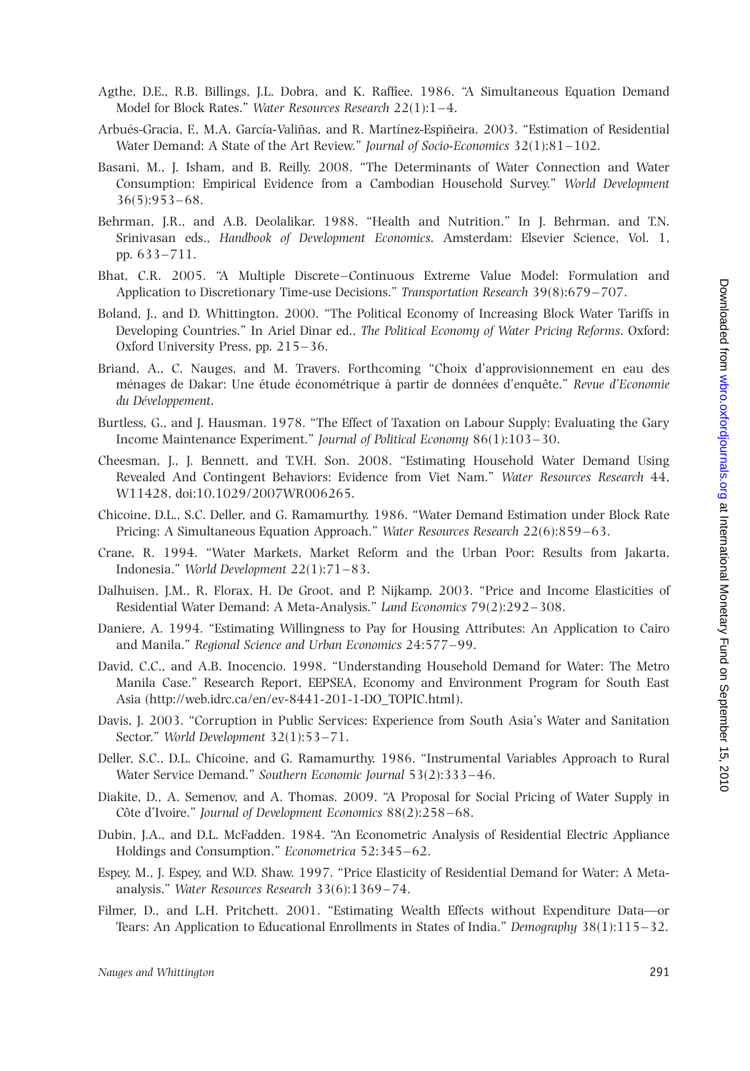Agthe, D.E., R.B. Billings, J.L. Dobra, and K. Raffiee. 1986. "A Simultaneous Equation Demand Model for Block Rates." *Water Resources Research* 22(1):1–4.

Arbués-Gracia, F., M.A. García-Valiñas, and R. Martínez-Espiñeira. 2003. "Estimation of Residential Water Demand: A State of the Art Review." *Journal of Socio-Economics* 32(1):81–102.

Basani, M., J. Isham, and B. Reilly. 2008. "The Determinants of Water Connection and Water Consumption: Empirical Evidence from a Cambodian Household Survey." *World Development* 36(5):953–68.

Behrman, J.R., and A.B. Deolalikar. 1988. "Health and Nutrition." In J. Behrman, and T.N. Srinivasan eds., *Handbook of Development Economics*. Amsterdam: Elsevier Science, Vol. 1, pp. 633–711.

Bhat, C.R. 2005. "A Multiple Discrete–Continuous Extreme Value Model: Formulation and Application to Discretionary Time-use Decisions." *Transportation Research* 39(8):679–707.

Boland, J., and D. Whittington. 2000. "The Political Economy of Increasing Block Water Tariffs in Developing Countries." In Ariel Dinar ed., *The Political Economy of Water Pricing Reforms*. Oxford: Oxford University Press, pp. 215–36.

Briand, A., C. Nauges, and M. Travers. Forthcoming "Choix d'approvisionnement en eau des ménages de Dakar: Une étude économétrique à partir de données d'enquête." *Revue d'Economie du Développement*.

Burtless, G., and J. Hausman. 1978. "The Effect of Taxation on Labour Supply: Evaluating the Gary Income Maintenance Experiment." *Journal of Political Economy* 86(1):103–30.

Cheesman, J., J. Bennett, and T.V.H. Son. 2008. "Estimating Household Water Demand Using Revealed And Contingent Behaviors: Evidence from Viet Nam." *Water Resources Research* 44, W11428, doi:10.1029/2007WR006265.

Chicoine, D.L., S.C. Deller, and G. Ramamurthy. 1986. "Water Demand Estimation under Block Rate Pricing: A Simultaneous Equation Approach." *Water Resources Research* 22(6):859–63.

Crane, R. 1994. "Water Markets, Market Reform and the Urban Poor: Results from Jakarta, Indonesia." *World Development* 22(1):71–83.

Dalhuisen, J.M., R. Florax, H. De Groot, and P. Nijkamp. 2003. "Price and Income Elasticities of Residential Water Demand: A Meta-Analysis." *Land Economics* 79(2):292–308.

Daniere, A. 1994. "Estimating Willingness to Pay for Housing Attributes: An Application to Cairo and Manila." *Regional Science and Urban Economics* 24:577–99.

David, C.C., and A.B. Inocencio. 1998. "Understanding Household Demand for Water: The Metro Manila Case." Research Report, EEPSEA, Economy and Environment Program for South East Asia (http://web.idrc.ca/en/ev-8441-201-1-DO_TOPIC.html).

Davis, J. 2003. "Corruption in Public Services: Experience from South Asia's Water and Sanitation Sector." *World Development* 32(1):53–71.

Deller, S.C., D.L. Chicoine, and G. Ramamurthy. 1986. "Instrumental Variables Approach to Rural Water Service Demand." *Southern Economic Journal* 53(2):333–46.

Diakite, D., A. Semenov, and A. Thomas. 2009. "A Proposal for Social Pricing of Water Supply in Côte d'Ivoire." *Journal of Development Economics* 88(2):258–68.

Dubin, J.A., and D.L. McFadden. 1984. "An Econometric Analysis of Residential Electric Appliance Holdings and Consumption." *Econometrica* 52:345–62.

Espey, M., J. Espey, and W.D. Shaw. 1997. "Price Elasticity of Residential Demand for Water: A Meta-analysis." *Water Resources Research* 33(6):1369–74.

Filmer, D., and L.H. Pritchett. 2001. "Estimating Wealth Effects without Expenditure Data—or Tears: An Application to Educational Enrollments in States of India." *Demography* 38(1):115–32.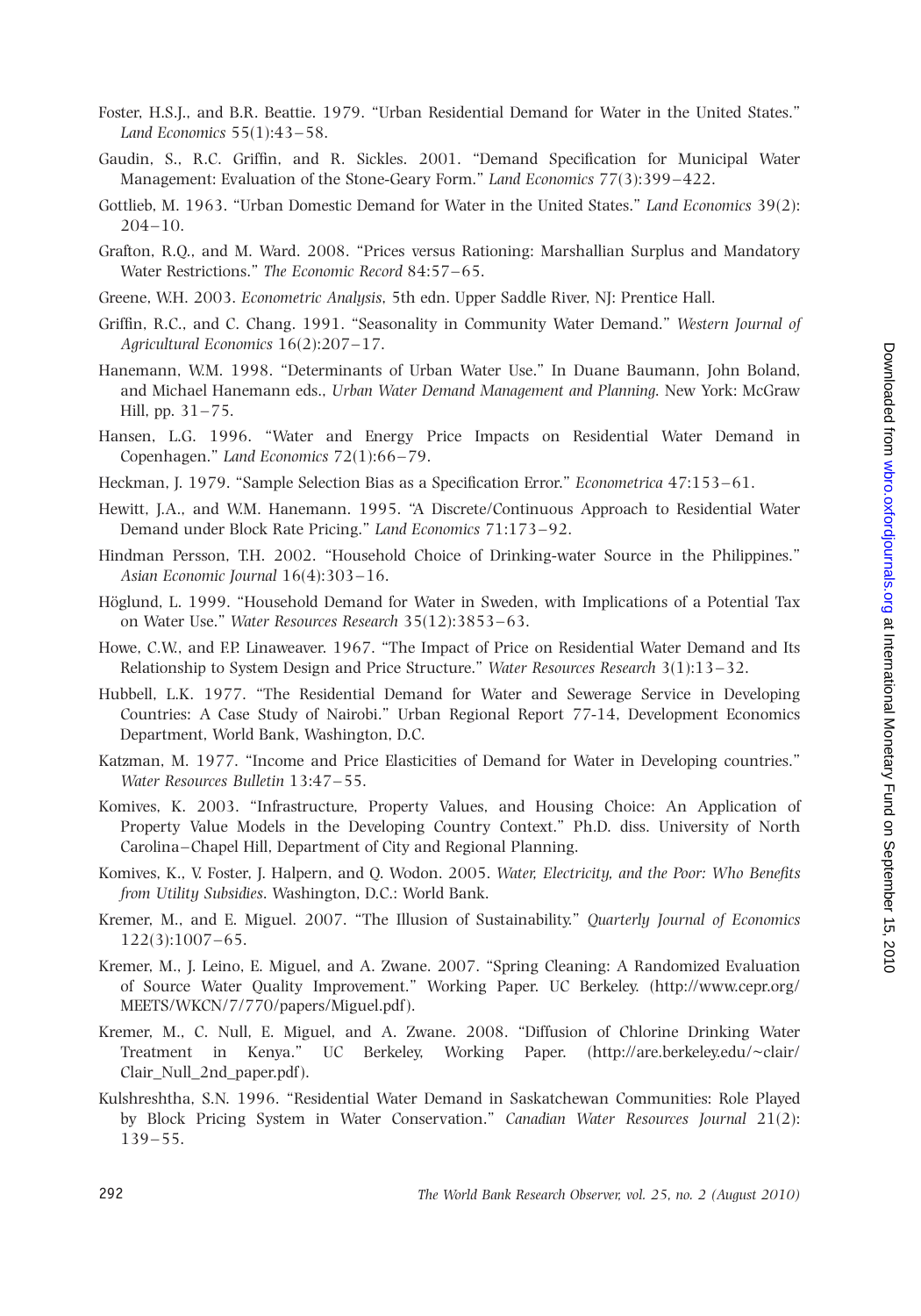Foster, H.S.J., and B.R. Beattie. 1979. "Urban Residential Demand for Water in the United States." *Land Economics* 55(1):43–58.

Gaudin, S., R.C. Griffin, and R. Sickles. 2001. "Demand Specification for Municipal Water Management: Evaluation of the Stone-Geary Form." *Land Economics* 77(3):399–422.

Gottlieb, M. 1963. "Urban Domestic Demand for Water in the United States." *Land Economics* 39(2): 204–10.

Grafton, R.Q., and M. Ward. 2008. "Prices versus Rationing: Marshallian Surplus and Mandatory Water Restrictions." *The Economic Record* 84:57–65.

Greene, W.H. 2003. *Econometric Analysis*, 5th edn. Upper Saddle River, NJ: Prentice Hall.

Griffin, R.C., and C. Chang. 1991. "Seasonality in Community Water Demand." *Western Journal of Agricultural Economics* 16(2):207–17.

Hanemann, W.M. 1998. "Determinants of Urban Water Use." In Duane Baumann, John Boland, and Michael Hanemann eds., *Urban Water Demand Management and Planning*. New York: McGraw Hill, pp. 31–75.

Hansen, L.G. 1996. "Water and Energy Price Impacts on Residential Water Demand in Copenhagen." *Land Economics* 72(1):66–79.

Heckman, J. 1979. "Sample Selection Bias as a Specification Error." *Econometrica* 47:153–61.

Hewitt, J.A., and W.M. Hanemann. 1995. "A Discrete/Continuous Approach to Residential Water Demand under Block Rate Pricing." *Land Economics* 71:173–92.

Hindman Persson, T.H. 2002. "Household Choice of Drinking-water Source in the Philippines." *Asian Economic Journal* 16(4):303–16.

Höglund, L. 1999. "Household Demand for Water in Sweden, with Implications of a Potential Tax on Water Use." *Water Resources Research* 35(12):3853–63.

Howe, C.W., and F.P. Linaweaver. 1967. "The Impact of Price on Residential Water Demand and Its Relationship to System Design and Price Structure." *Water Resources Research* 3(1):13–32.

Hubbell, L.K. 1977. "The Residential Demand for Water and Sewerage Service in Developing Countries: A Case Study of Nairobi." Urban Regional Report 77-14, Development Economics Department, World Bank, Washington, D.C.

Katzman, M. 1977. "Income and Price Elasticities of Demand for Water in Developing countries." *Water Resources Bulletin* 13:47–55.

Komives, K. 2003. "Infrastructure, Property Values, and Housing Choice: An Application of Property Value Models in the Developing Country Context." Ph.D. diss. University of North Carolina–Chapel Hill, Department of City and Regional Planning.

Komives, K., V. Foster, J. Halpern, and Q. Wodon. 2005. *Water, Electricity, and the Poor: Who Benefits from Utility Subsidies*. Washington, D.C.: World Bank.

Kremer, M., and E. Miguel. 2007. "The Illusion of Sustainability." *Quarterly Journal of Economics* 122(3):1007–65.

Kremer, M., J. Leino, E. Miguel, and A. Zwane. 2007. "Spring Cleaning: A Randomized Evaluation of Source Water Quality Improvement." Working Paper. UC Berkeley. (http://www.cepr.org/MEETS/WKCN/7/770/papers/Miguel.pdf).

Kremer, M., C. Null, E. Miguel, and A. Zwane. 2008. "Diffusion of Chlorine Drinking Water Treatment in Kenya." UC Berkeley, Working Paper. (http://are.berkeley.edu/~clair/Clair_Null_2nd_paper.pdf).

Kulshreshtha, S.N. 1996. "Residential Water Demand in Saskatchewan Communities: Role Played by Block Pricing System in Water Conservation." *Canadian Water Resources Journal* 21(2): 139–55.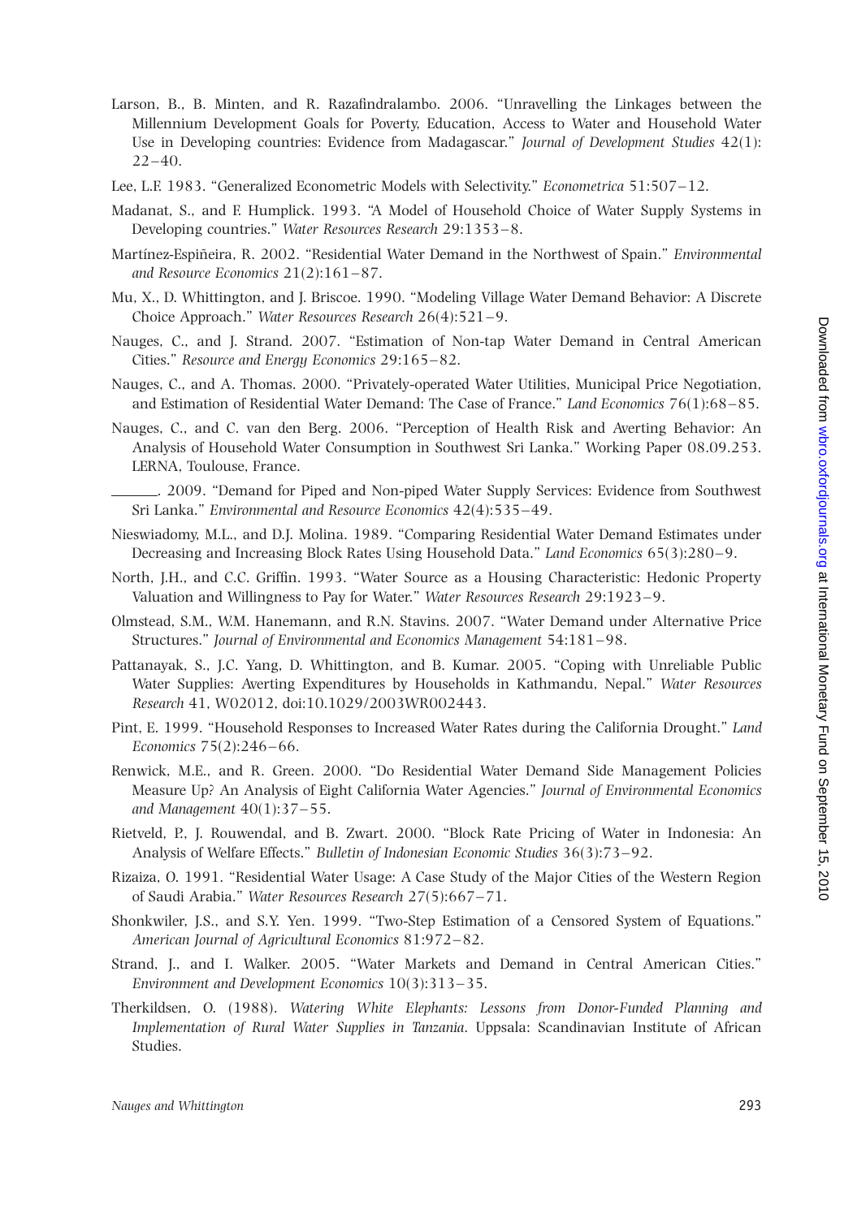Larson, B., B. Minten, and R. Razafindralambo. 2006. "Unravelling the Linkages between the Millennium Development Goals for Poverty, Education, Access to Water and Household Water Use in Developing countries: Evidence from Madagascar." *Journal of Development Studies* 42(1): 22–40.

Lee, L.F. 1983. "Generalized Econometric Models with Selectivity." *Econometrica* 51:507–12.

Madanat, S., and F. Humplick. 1993. "A Model of Household Choice of Water Supply Systems in Developing countries." *Water Resources Research* 29:1353–8.

Martínez-Espiñeira, R. 2002. "Residential Water Demand in the Northwest of Spain." *Environmental and Resource Economics* 21(2):161–87.

Mu, X., D. Whittington, and J. Briscoe. 1990. "Modeling Village Water Demand Behavior: A Discrete Choice Approach." *Water Resources Research* 26(4):521–9.

Nauges, C., and J. Strand. 2007. "Estimation of Non-tap Water Demand in Central American Cities." *Resource and Energy Economics* 29:165–82.

Nauges, C., and A. Thomas. 2000. "Privately-operated Water Utilities, Municipal Price Negotiation, and Estimation of Residential Water Demand: The Case of France." *Land Economics* 76(1):68–85.

Nauges, C., and C. van den Berg. 2006. "Perception of Health Risk and Averting Behavior: An Analysis of Household Water Consumption in Southwest Sri Lanka." Working Paper 08.09.253. LERNA, Toulouse, France.

\_\_\_\_\_\_. 2009. "Demand for Piped and Non-piped Water Supply Services: Evidence from Southwest Sri Lanka." *Environmental and Resource Economics* 42(4):535–49.

Nieswiadomy, M.L., and D.J. Molina. 1989. "Comparing Residential Water Demand Estimates under Decreasing and Increasing Block Rates Using Household Data." *Land Economics* 65(3):280–9.

North, J.H., and C.C. Griffin. 1993. "Water Source as a Housing Characteristic: Hedonic Property Valuation and Willingness to Pay for Water." *Water Resources Research* 29:1923–9.

Olmstead, S.M., W.M. Hanemann, and R.N. Stavins. 2007. "Water Demand under Alternative Price Structures." *Journal of Environmental and Economics Management* 54:181–98.

Pattanayak, S., J.C. Yang, D. Whittington, and B. Kumar. 2005. "Coping with Unreliable Public Water Supplies: Averting Expenditures by Households in Kathmandu, Nepal." *Water Resources Research* 41, W02012, doi:10.1029/2003WR002443.

Pint, E. 1999. "Household Responses to Increased Water Rates during the California Drought." *Land Economics* 75(2):246–66.

Renwick, M.E., and R. Green. 2000. "Do Residential Water Demand Side Management Policies Measure Up? An Analysis of Eight California Water Agencies." *Journal of Environmental Economics and Management* 40(1):37–55.

Rietveld, P., J. Rouwendal, and B. Zwart. 2000. "Block Rate Pricing of Water in Indonesia: An Analysis of Welfare Effects." *Bulletin of Indonesian Economic Studies* 36(3):73–92.

Rizaiza, O. 1991. "Residential Water Usage: A Case Study of the Major Cities of the Western Region of Saudi Arabia." *Water Resources Research* 27(5):667–71.

Shonkwiler, J.S., and S.Y. Yen. 1999. "Two-Step Estimation of a Censored System of Equations." *American Journal of Agricultural Economics* 81:972–82.

Strand, J., and I. Walker. 2005. "Water Markets and Demand in Central American Cities." *Environment and Development Economics* 10(3):313–35.

Therkildsen, O. (1988). *Watering White Elephants: Lessons from Donor-Funded Planning and Implementation of Rural Water Supplies in Tanzania*. Uppsala: Scandinavian Institute of African Studies.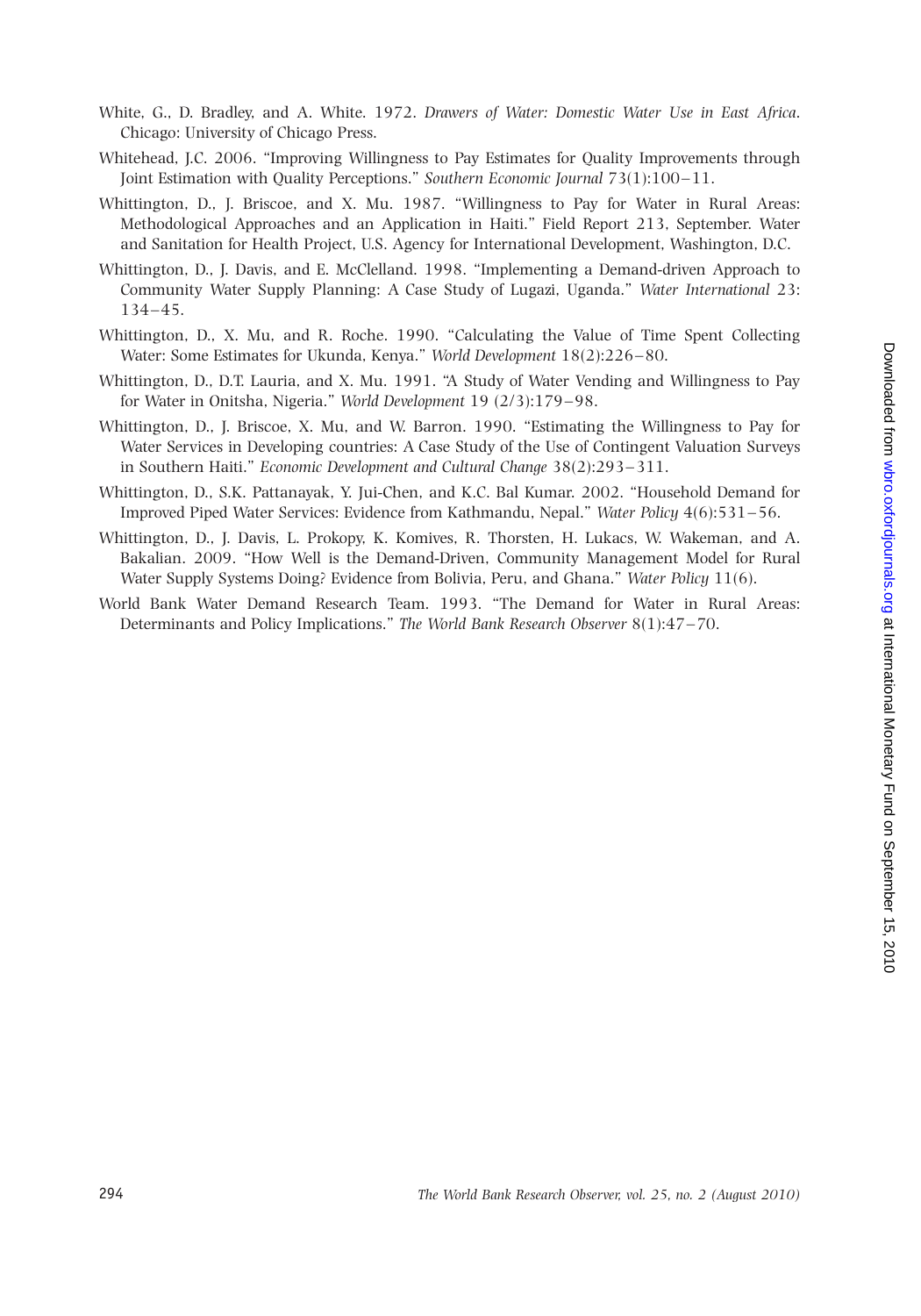White, G., D. Bradley, and A. White. 1972. *Drawers of Water: Domestic Water Use in East Africa*. Chicago: University of Chicago Press.

Whitehead, J.C. 2006. "Improving Willingness to Pay Estimates for Quality Improvements through Joint Estimation with Quality Perceptions." *Southern Economic Journal* 73(1):100–11.

Whittington, D., J. Briscoe, and X. Mu. 1987. "Willingness to Pay for Water in Rural Areas: Methodological Approaches and an Application in Haiti." Field Report 213, September. Water and Sanitation for Health Project, U.S. Agency for International Development, Washington, D.C.

Whittington, D., J. Davis, and E. McClelland. 1998. "Implementing a Demand-driven Approach to Community Water Supply Planning: A Case Study of Lugazi, Uganda." *Water International* 23: 134–45.

Whittington, D., X. Mu, and R. Roche. 1990. "Calculating the Value of Time Spent Collecting Water: Some Estimates for Ukunda, Kenya." *World Development* 18(2):226–80.

Whittington, D., D.T. Lauria, and X. Mu. 1991. "A Study of Water Vending and Willingness to Pay for Water in Onitsha, Nigeria." *World Development* 19 (2/3):179–98.

Whittington, D., J. Briscoe, X. Mu, and W. Barron. 1990. "Estimating the Willingness to Pay for Water Services in Developing countries: A Case Study of the Use of Contingent Valuation Surveys in Southern Haiti." *Economic Development and Cultural Change* 38(2):293–311.

Whittington, D., S.K. Pattanayak, Y. Jui-Chen, and K.C. Bal Kumar. 2002. "Household Demand for Improved Piped Water Services: Evidence from Kathmandu, Nepal." *Water Policy* 4(6):531–56.

Whittington, D., J. Davis, L. Prokopy, K. Komives, R. Thorsten, H. Lukacs, W. Wakeman, and A. Bakalian. 2009. "How Well is the Demand-Driven, Community Management Model for Rural Water Supply Systems Doing? Evidence from Bolivia, Peru, and Ghana." *Water Policy* 11(6).

World Bank Water Demand Research Team. 1993. "The Demand for Water in Rural Areas: Determinants and Policy Implications." *The World Bank Research Observer* 8(1):47–70.